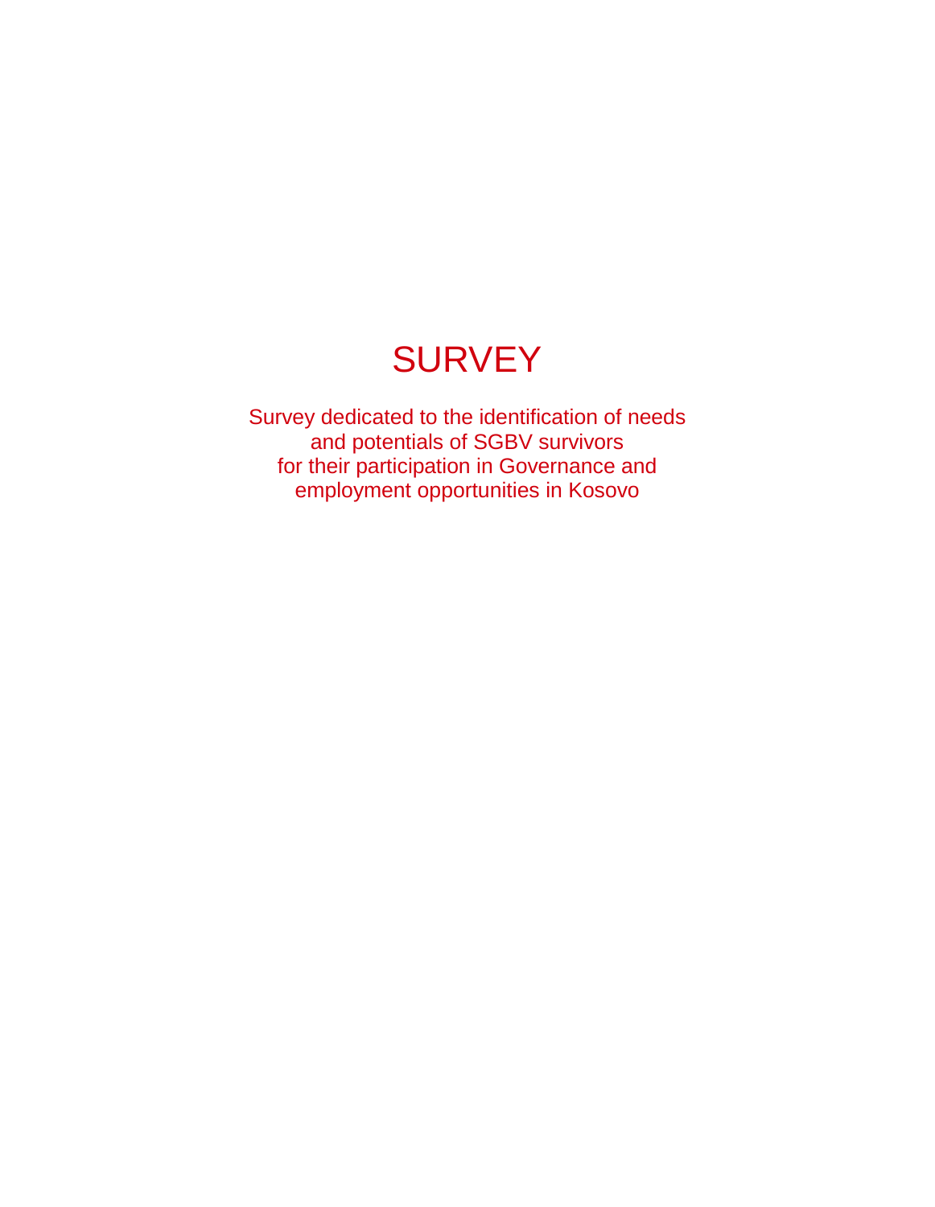# SURVEY

Survey dedicated to the identification of needs and potentials of SGBV survivors for their participation in Governance and employment opportunities in Kosovo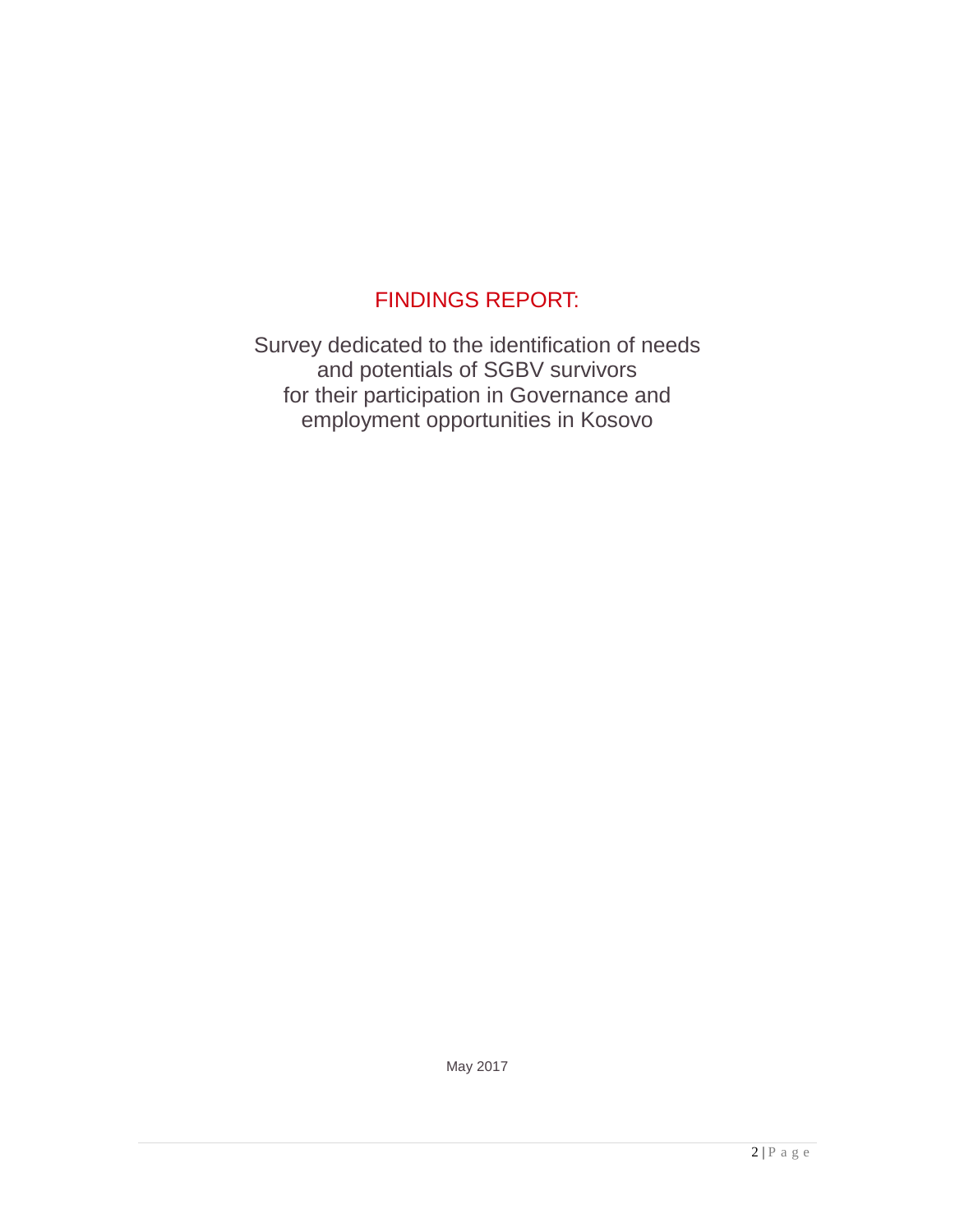# FINDINGS REPORT:

Survey dedicated to the identification of needs and potentials of SGBV survivors for their participation in Governance and employment opportunities in Kosovo

May 2017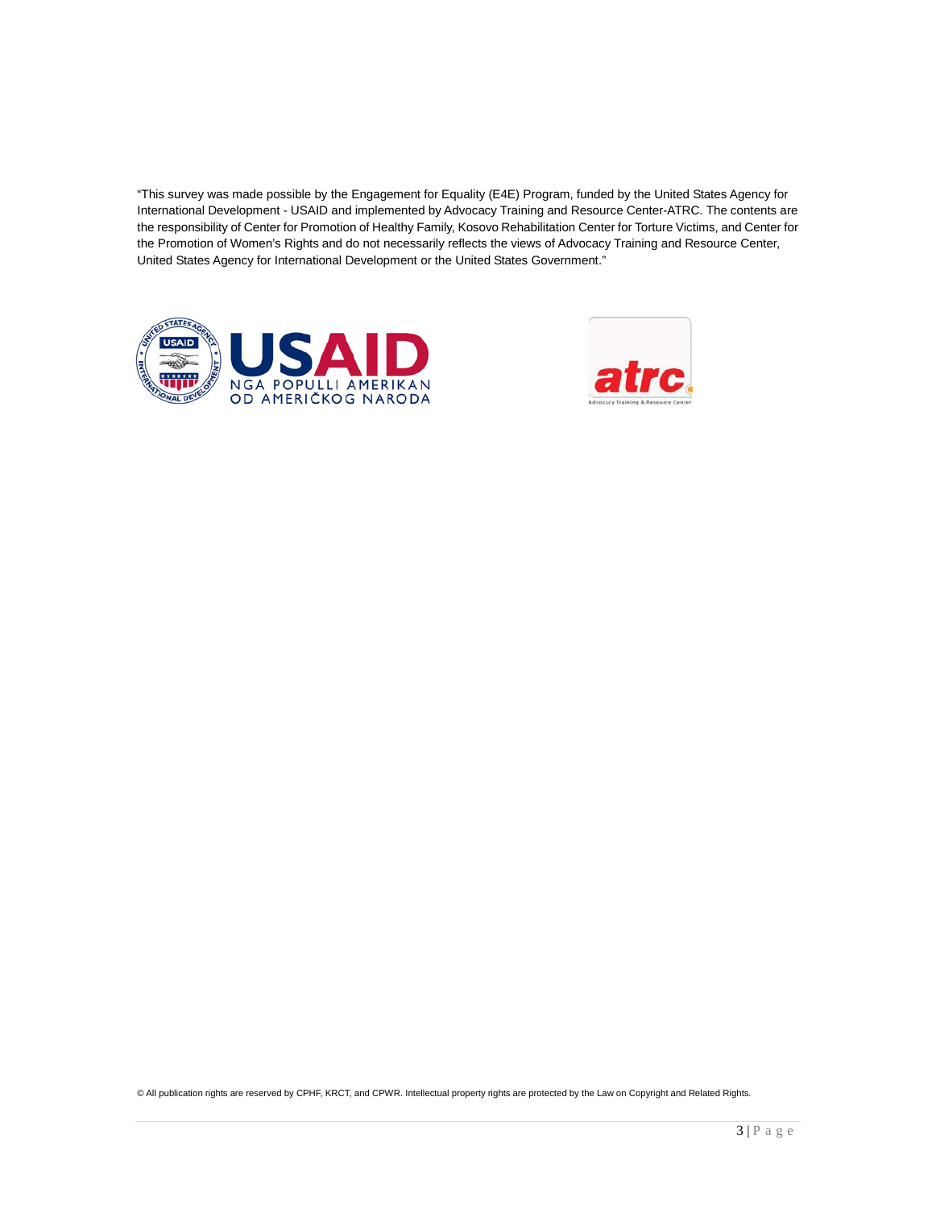"This survey was made possible by the Engagement for Equality (E4E) Program, funded by the United States Agency for International Development - USAID and implemented by Advocacy Training and Resource Center-ATRC. The contents are the responsibility of Center for Promotion of Healthy Family, Kosovo Rehabilitation Center for Torture Victims, and Center for the Promotion of Women's Rights and do not necessarily reflects the views of Advocacy Training and Resource Center, United States Agency for International Development or the United States Government."

© All publication rights are reserved by CPHF, KRCT, and CPWR. Intellectual property rights are protected by the Law on Copyright and Related Rights.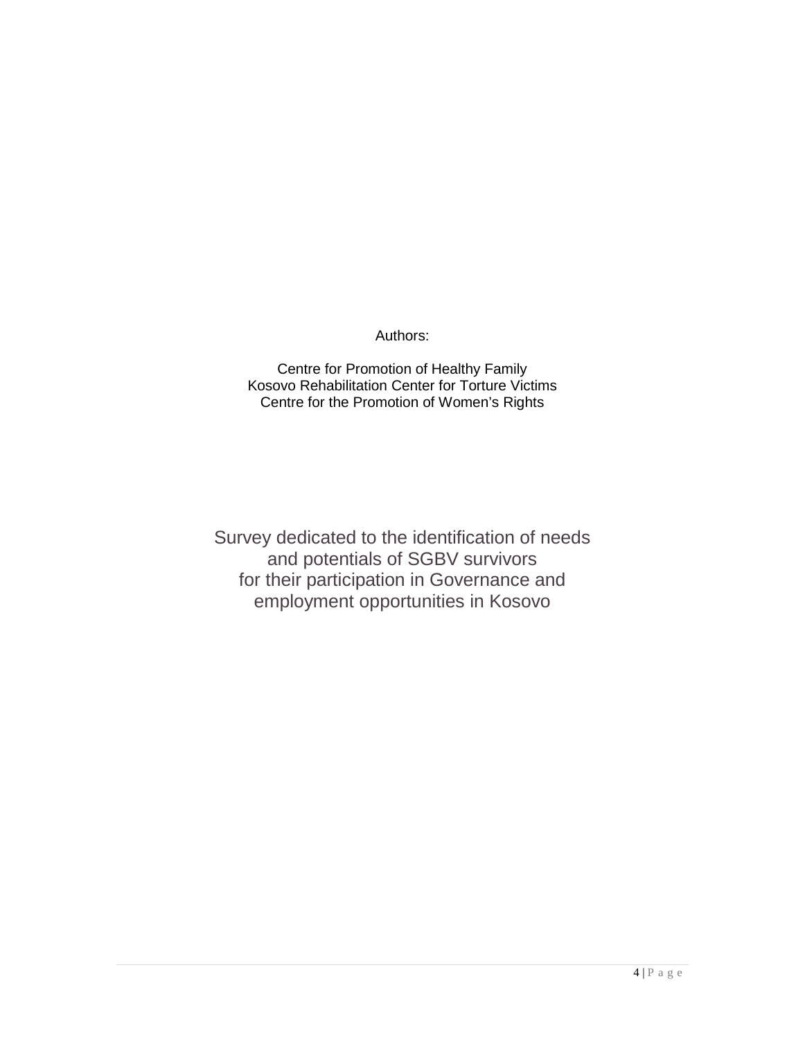Authors:

Centre for Promotion of Healthy Family
Kosovo Rehabilitation Center for Torture Victims
Centre for the Promotion of Women's Rights

Survey dedicated to the identification of needs and potentials of SGBV survivors for their participation in Governance and employment opportunities in Kosovo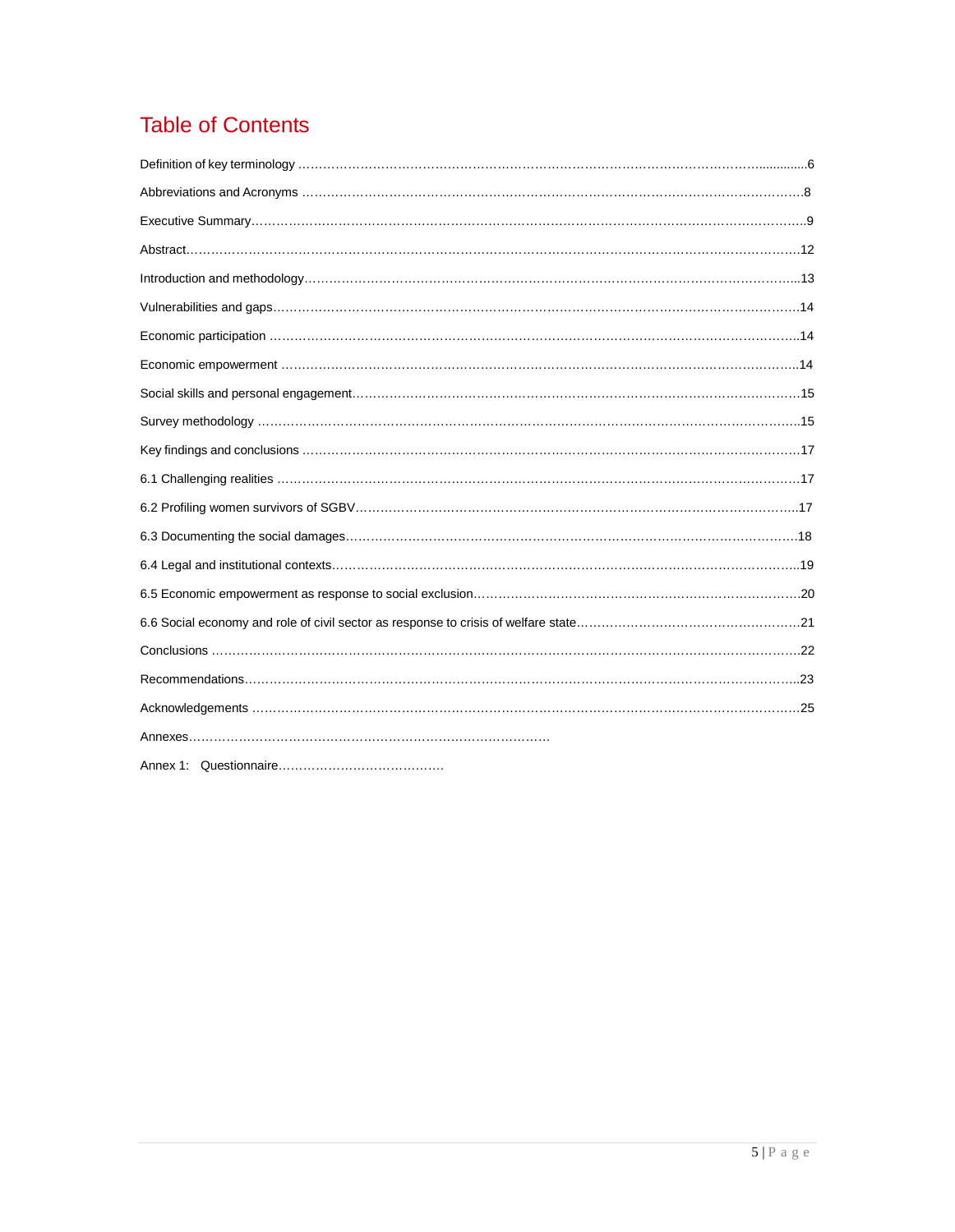# Table of Contents

Definition of key terminology ........................................................................................................................6

Abbreviations and Acronyms ........................................................................................................................8

Executive Summary.........................................................................................................................................9

Abstract..........................................................................................................................................................12

Introduction and methodology.....................................................................................................................13

Vulnerabilities and gaps...............................................................................................................................14

Economic participation ................................................................................................................................14

Economic empowerment .............................................................................................................................14

Social skills and personal engagement.......................................................................................................15

Survey methodology .....................................................................................................................................15

Key findings and conclusions ......................................................................................................................17

6.1 Challenging realities ................................................................................................................................17

6.2 Profiling women survivors of SGBV.......................................................................................................17

6.3 Documenting the social damages...........................................................................................................18

6.4 Legal and institutional contexts..............................................................................................................19

6.5 Economic empowerment as response to social exclusion...................................................................20

6.6 Social economy and role of civil sector as response to crisis of welfare state...................................21

Conclusions ..................................................................................................................................................22

Recommendations.........................................................................................................................................23

Acknowledgements .......................................................................................................................................25

Annexes.........................................................................................

Annex 1: Questionnaire.........................................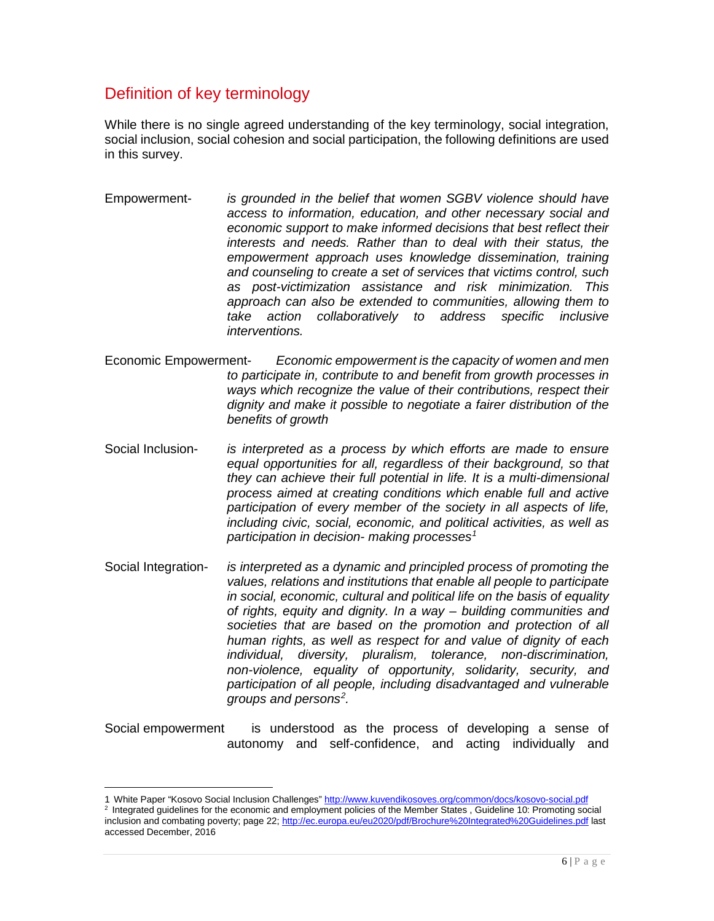## Definition of key terminology

While there is no single agreed understanding of the key terminology, social integration, social inclusion, social cohesion and social participation, the following definitions are used in this survey.

Empowerment- *is grounded in the belief that women SGBV violence should have access to information, education, and other necessary social and economic support to make informed decisions that best reflect their interests and needs. Rather than to deal with their status, the empowerment approach uses knowledge dissemination, training and counseling to create a set of services that victims control, such as post-victimization assistance and risk minimization. This approach can also be extended to communities, allowing them to take action collaboratively to address specific inclusive interventions.*

Economic Empowerment- *Economic empowerment is the capacity of women and men to participate in, contribute to and benefit from growth processes in ways which recognize the value of their contributions, respect their dignity and make it possible to negotiate a fairer distribution of the benefits of growth*

Social Inclusion- *is interpreted as a process by which efforts are made to ensure equal opportunities for all, regardless of their background, so that they can achieve their full potential in life. It is a multi-dimensional process aimed at creating conditions which enable full and active participation of every member of the society in all aspects of life, including civic, social, economic, and political activities, as well as participation in decision- making processes*[1]

Social Integration- *is interpreted as a dynamic and principled process of promoting the values, relations and institutions that enable all people to participate in social, economic, cultural and political life on the basis of equality of rights, equity and dignity. In a way – building communities and societies that are based on the promotion and protection of all human rights, as well as respect for and value of dignity of each individual, diversity, pluralism, tolerance, non-discrimination, non-violence, equality of opportunity, solidarity, security, and participation of all people, including disadvantaged and vulnerable groups and persons*[2]*.*

Social empowerment is understood as the process of developing a sense of autonomy and self-confidence, and acting individually and

---

1 White Paper "Kosovo Social Inclusion Challenges" http://www.kuvendikosoves.org/common/docs/kosovo-social.pdf

2 Integrated guidelines for the economic and employment policies of the Member States , Guideline 10: Promoting social inclusion and combating poverty; page 22; http://ec.europa.eu/eu2020/pdf/Brochure%20Integrated%20Guidelines.pdf last accessed December, 2016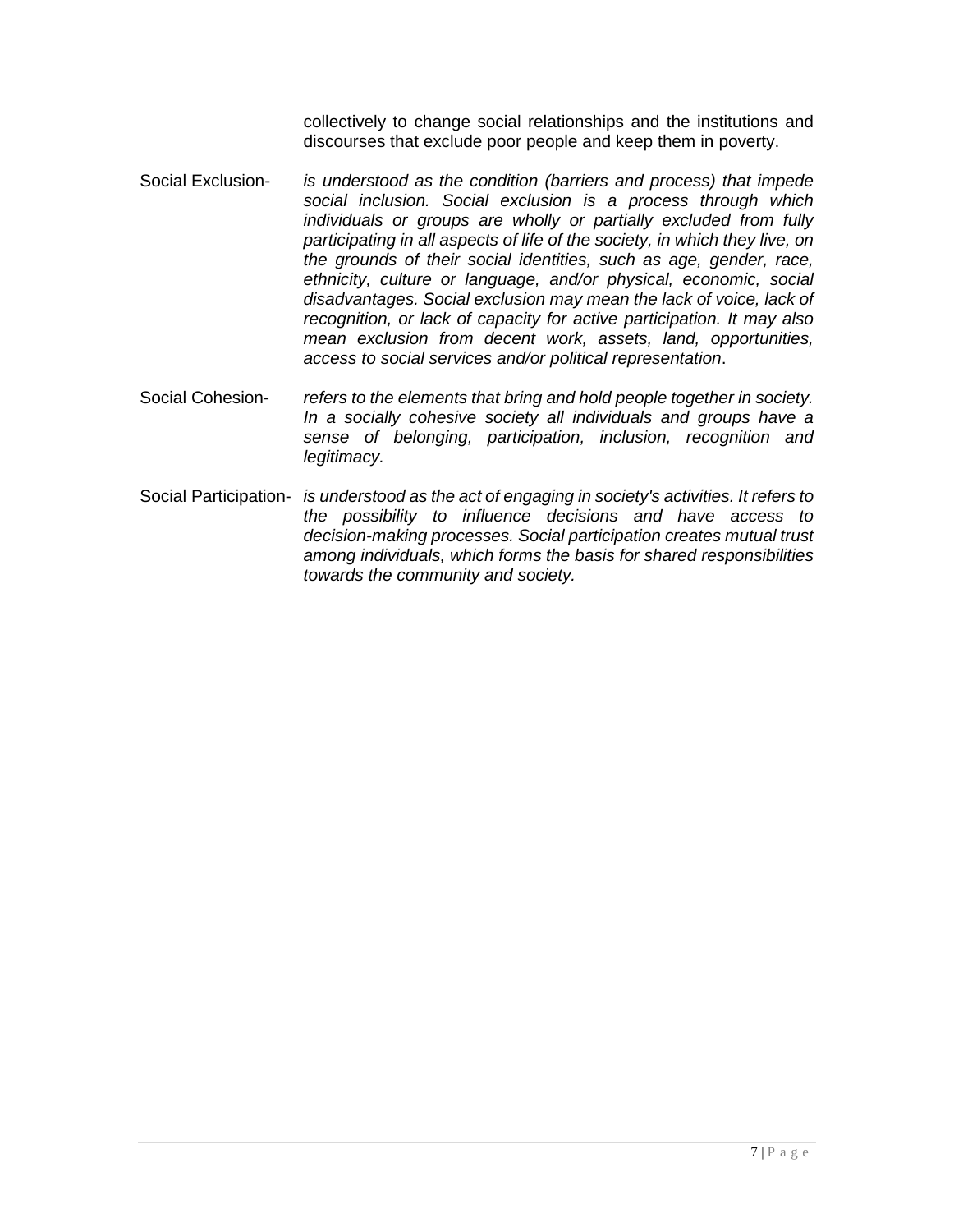collectively to change social relationships and the institutions and discourses that exclude poor people and keep them in poverty.

Social Exclusion- *is understood as the condition (barriers and process) that impede social inclusion. Social exclusion is a process through which individuals or groups are wholly or partially excluded from fully participating in all aspects of life of the society, in which they live, on the grounds of their social identities, such as age, gender, race, ethnicity, culture or language, and/or physical, economic, social disadvantages. Social exclusion may mean the lack of voice, lack of recognition, or lack of capacity for active participation. It may also mean exclusion from decent work, assets, land, opportunities, access to social services and/or political representation*.

Social Cohesion- *refers to the elements that bring and hold people together in society. In a socially cohesive society all individuals and groups have a sense of belonging, participation, inclusion, recognition and legitimacy.*

Social Participation- *is understood as the act of engaging in society's activities. It refers to the possibility to influence decisions and have access to decision-making processes. Social participation creates mutual trust among individuals, which forms the basis for shared responsibilities towards the community and society.*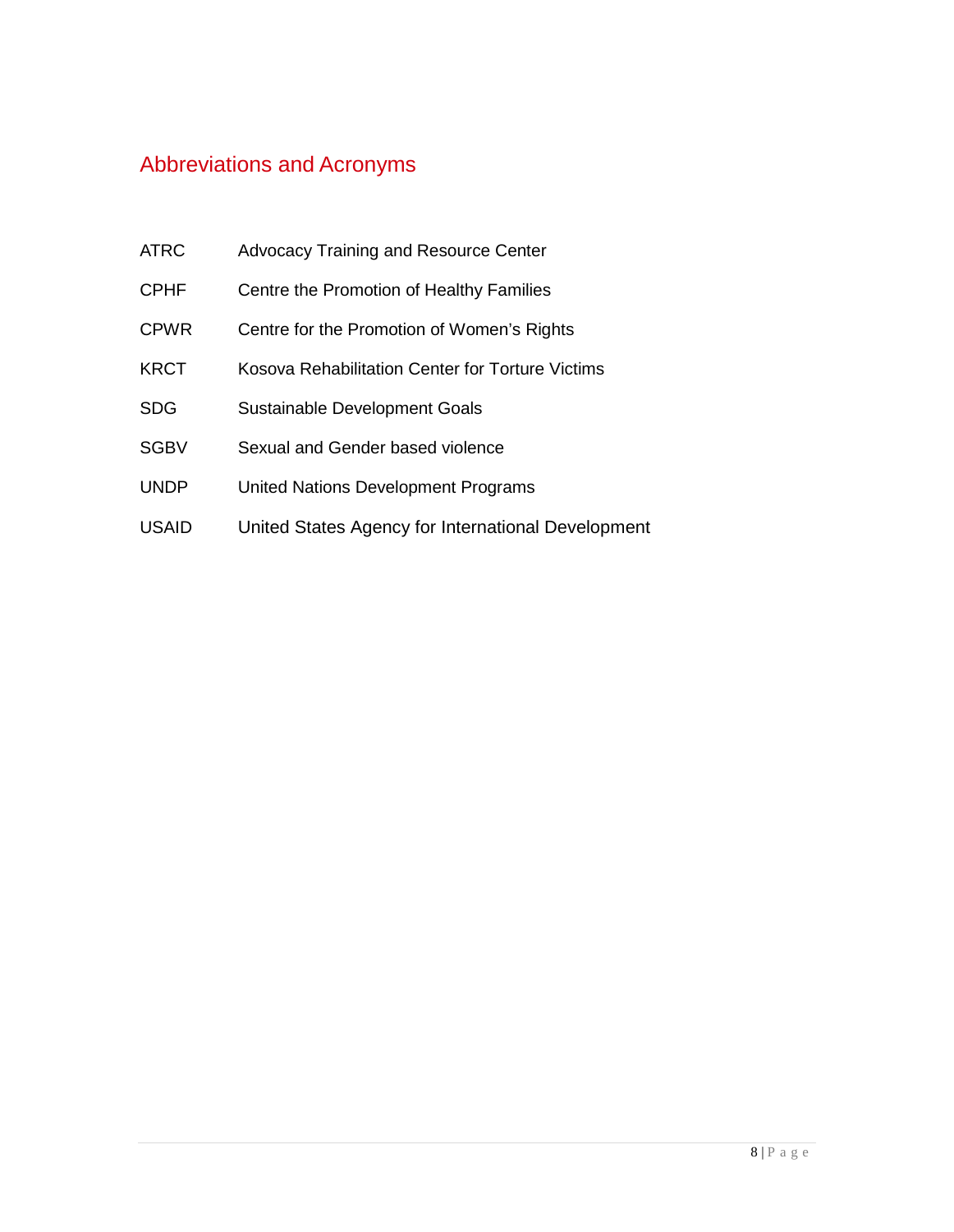## Abbreviations and Acronyms

| | |
|---|---|
| ATRC | Advocacy Training and Resource Center |
| CPHF | Centre the Promotion of Healthy Families |
| CPWR | Centre for the Promotion of Women's Rights |
| KRCT | Kosova Rehabilitation Center for Torture Victims |
| SDG | Sustainable Development Goals |
| SGBV | Sexual and Gender based violence |
| UNDP | United Nations Development Programs |
| USAID | United States Agency for International Development |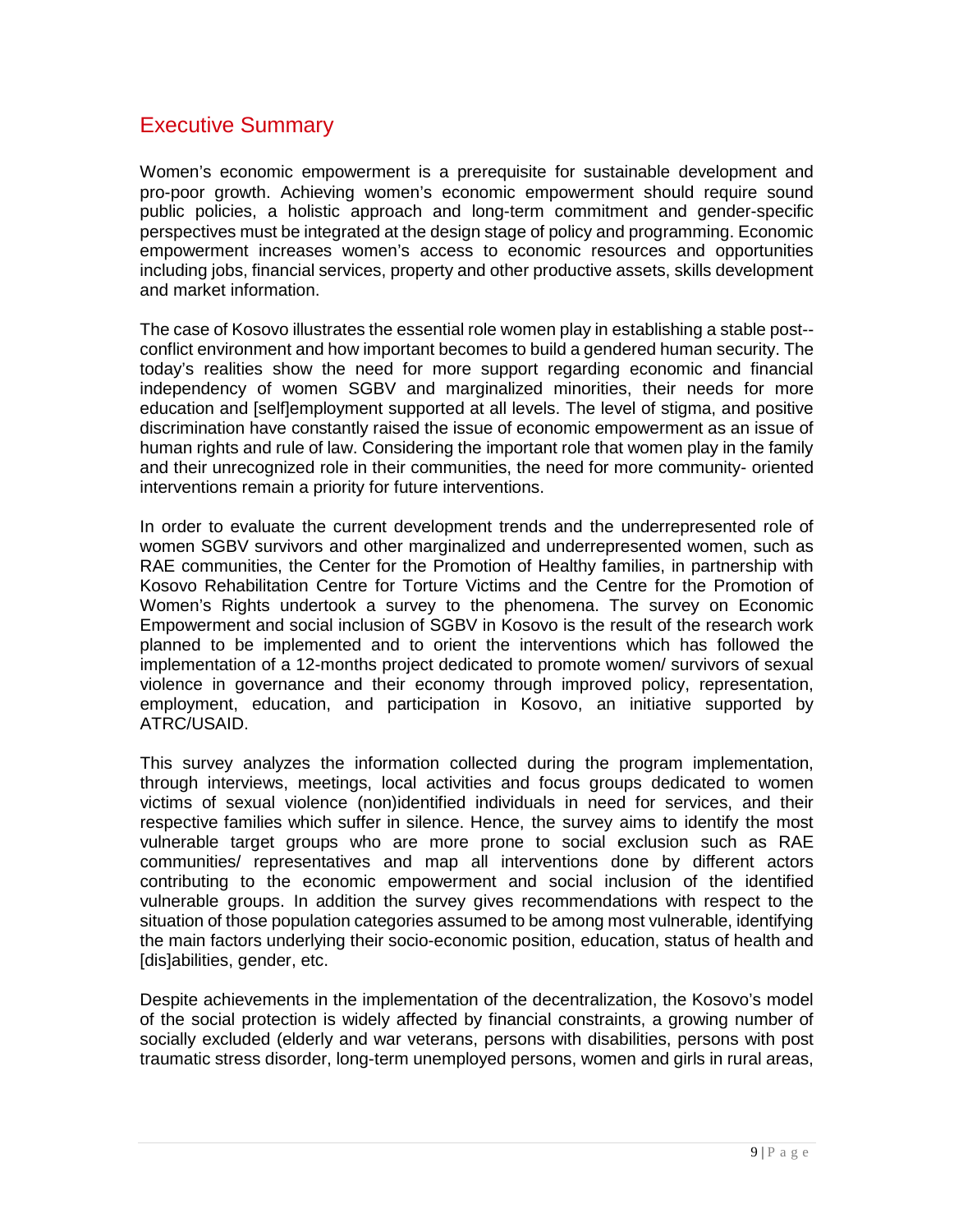## Executive Summary

Women's economic empowerment is a prerequisite for sustainable development and pro-poor growth. Achieving women's economic empowerment should require sound public policies, a holistic approach and long-term commitment and gender-specific perspectives must be integrated at the design stage of policy and programming. Economic empowerment increases women's access to economic resources and opportunities including jobs, financial services, property and other productive assets, skills development and market information.

The case of Kosovo illustrates the essential role women play in establishing a stable post--conflict environment and how important becomes to build a gendered human security. The today's realities show the need for more support regarding economic and financial independency of women SGBV and marginalized minorities, their needs for more education and [self]employment supported at all levels. The level of stigma, and positive discrimination have constantly raised the issue of economic empowerment as an issue of human rights and rule of law. Considering the important role that women play in the family and their unrecognized role in their communities, the need for more community- oriented interventions remain a priority for future interventions.

In order to evaluate the current development trends and the underrepresented role of women SGBV survivors and other marginalized and underrepresented women, such as RAE communities, the Center for the Promotion of Healthy families, in partnership with Kosovo Rehabilitation Centre for Torture Victims and the Centre for the Promotion of Women's Rights undertook a survey to the phenomena. The survey on Economic Empowerment and social inclusion of SGBV in Kosovo is the result of the research work planned to be implemented and to orient the interventions which has followed the implementation of a 12-months project dedicated to promote women/ survivors of sexual violence in governance and their economy through improved policy, representation, employment, education, and participation in Kosovo, an initiative supported by ATRC/USAID.

This survey analyzes the information collected during the program implementation, through interviews, meetings, local activities and focus groups dedicated to women victims of sexual violence (non)identified individuals in need for services, and their respective families which suffer in silence. Hence, the survey aims to identify the most vulnerable target groups who are more prone to social exclusion such as RAE communities/ representatives and map all interventions done by different actors contributing to the economic empowerment and social inclusion of the identified vulnerable groups. In addition the survey gives recommendations with respect to the situation of those population categories assumed to be among most vulnerable, identifying the main factors underlying their socio-economic position, education, status of health and [dis]abilities, gender, etc.

Despite achievements in the implementation of the decentralization, the Kosovo's model of the social protection is widely affected by financial constraints, a growing number of socially excluded (elderly and war veterans, persons with disabilities, persons with post traumatic stress disorder, long-term unemployed persons, women and girls in rural areas,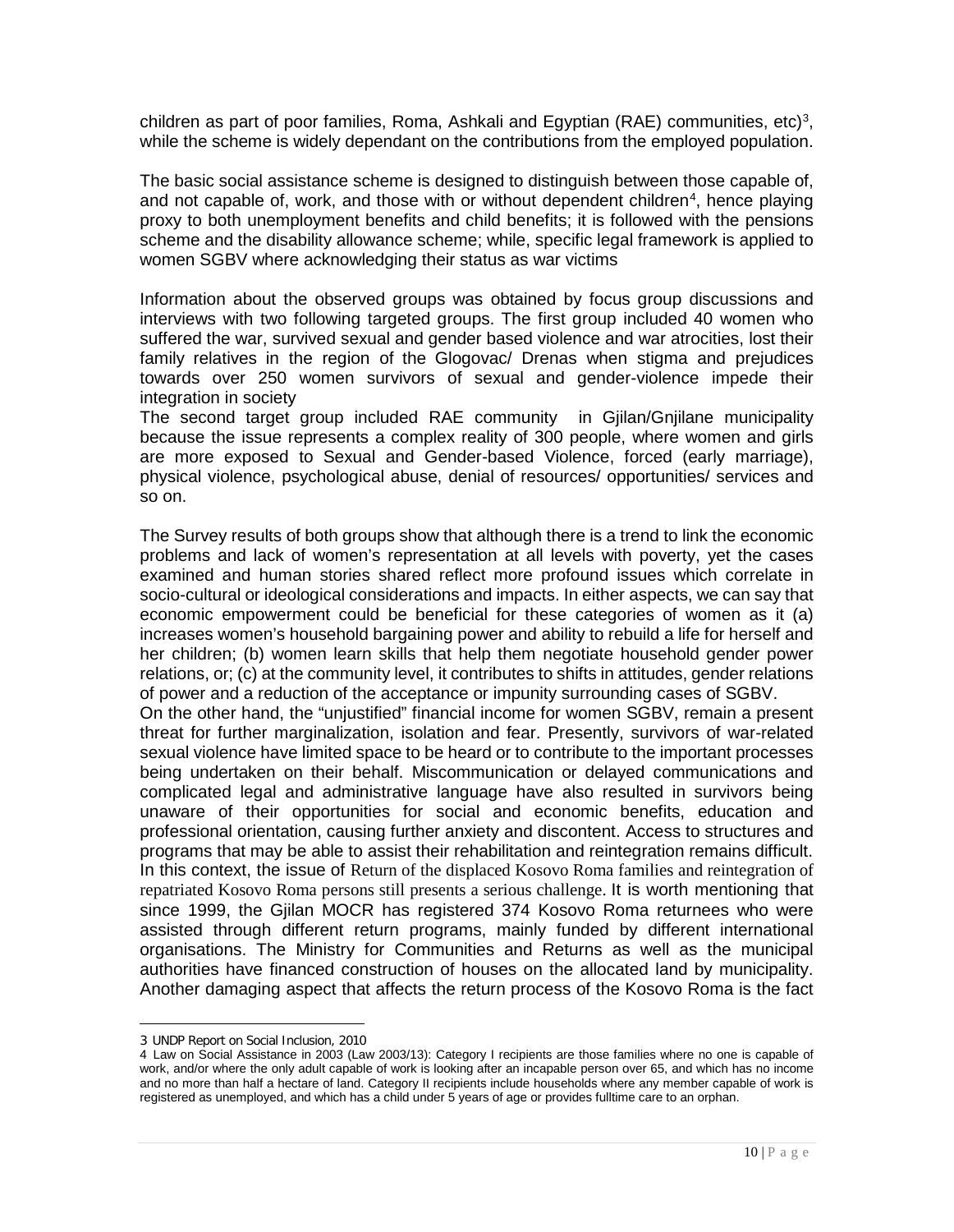children as part of poor families, Roma, Ashkali and Egyptian (RAE) communities, etc)[3], while the scheme is widely dependant on the contributions from the employed population.

The basic social assistance scheme is designed to distinguish between those capable of, and not capable of, work, and those with or without dependent children[4], hence playing proxy to both unemployment benefits and child benefits; it is followed with the pensions scheme and the disability allowance scheme; while, specific legal framework is applied to women SGBV where acknowledging their status as war victims

Information about the observed groups was obtained by focus group discussions and interviews with two following targeted groups. The first group included 40 women who suffered the war, survived sexual and gender based violence and war atrocities, lost their family relatives in the region of the Glogovac/ Drenas when stigma and prejudices towards over 250 women survivors of sexual and gender-violence impede their integration in society

The second target group included RAE community in Gjilan/Gnjilane municipality because the issue represents a complex reality of 300 people, where women and girls are more exposed to Sexual and Gender-based Violence, forced (early marriage), physical violence, psychological abuse, denial of resources/ opportunities/ services and so on.

The Survey results of both groups show that although there is a trend to link the economic problems and lack of women's representation at all levels with poverty, yet the cases examined and human stories shared reflect more profound issues which correlate in socio-cultural or ideological considerations and impacts. In either aspects, we can say that economic empowerment could be beneficial for these categories of women as it (a) increases women's household bargaining power and ability to rebuild a life for herself and her children; (b) women learn skills that help them negotiate household gender power relations, or; (c) at the community level, it contributes to shifts in attitudes, gender relations of power and a reduction of the acceptance or impunity surrounding cases of SGBV.

On the other hand, the "unjustified" financial income for women SGBV, remain a present threat for further marginalization, isolation and fear. Presently, survivors of war-related sexual violence have limited space to be heard or to contribute to the important processes being undertaken on their behalf. Miscommunication or delayed communications and complicated legal and administrative language have also resulted in survivors being unaware of their opportunities for social and economic benefits, education and professional orientation, causing further anxiety and discontent. Access to structures and programs that may be able to assist their rehabilitation and reintegration remains difficult. In this context, the issue of Return of the displaced Kosovo Roma families and reintegration of repatriated Kosovo Roma persons still presents a serious challenge. It is worth mentioning that since 1999, the Gjilan MOCR has registered 374 Kosovo Roma returnees who were assisted through different return programs, mainly funded by different international organisations. The Ministry for Communities and Returns as well as the municipal authorities have financed construction of houses on the allocated land by municipality. Another damaging aspect that affects the return process of the Kosovo Roma is the fact

---

3 UNDP Report on Social Inclusion, 2010

4 Law on Social Assistance in 2003 (Law 2003/13): Category I recipients are those families where no one is capable of work, and/or where the only adult capable of work is looking after an incapable person over 65, and which has no income and no more than half a hectare of land. Category II recipients include households where any member capable of work is registered as unemployed, and which has a child under 5 years of age or provides fulltime care to an orphan.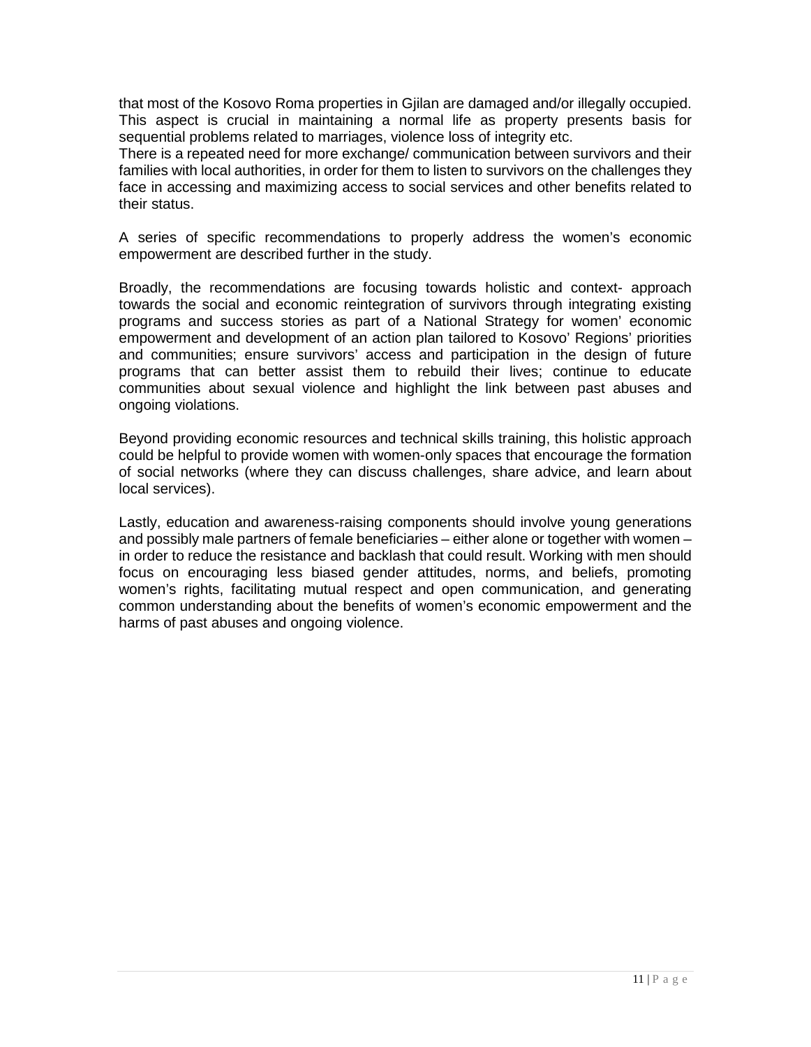that most of the Kosovo Roma properties in Gjilan are damaged and/or illegally occupied. This aspect is crucial in maintaining a normal life as property presents basis for sequential problems related to marriages, violence loss of integrity etc.
There is a repeated need for more exchange/ communication between survivors and their families with local authorities, in order for them to listen to survivors on the challenges they face in accessing and maximizing access to social services and other benefits related to their status.

A series of specific recommendations to properly address the women's economic empowerment are described further in the study.

Broadly, the recommendations are focusing towards holistic and context- approach towards the social and economic reintegration of survivors through integrating existing programs and success stories as part of a National Strategy for women' economic empowerment and development of an action plan tailored to Kosovo' Regions' priorities and communities; ensure survivors' access and participation in the design of future programs that can better assist them to rebuild their lives; continue to educate communities about sexual violence and highlight the link between past abuses and ongoing violations.

Beyond providing economic resources and technical skills training, this holistic approach could be helpful to provide women with women-only spaces that encourage the formation of social networks (where they can discuss challenges, share advice, and learn about local services).

Lastly, education and awareness-raising components should involve young generations and possibly male partners of female beneficiaries – either alone or together with women – in order to reduce the resistance and backlash that could result. Working with men should focus on encouraging less biased gender attitudes, norms, and beliefs, promoting women's rights, facilitating mutual respect and open communication, and generating common understanding about the benefits of women's economic empowerment and the harms of past abuses and ongoing violence.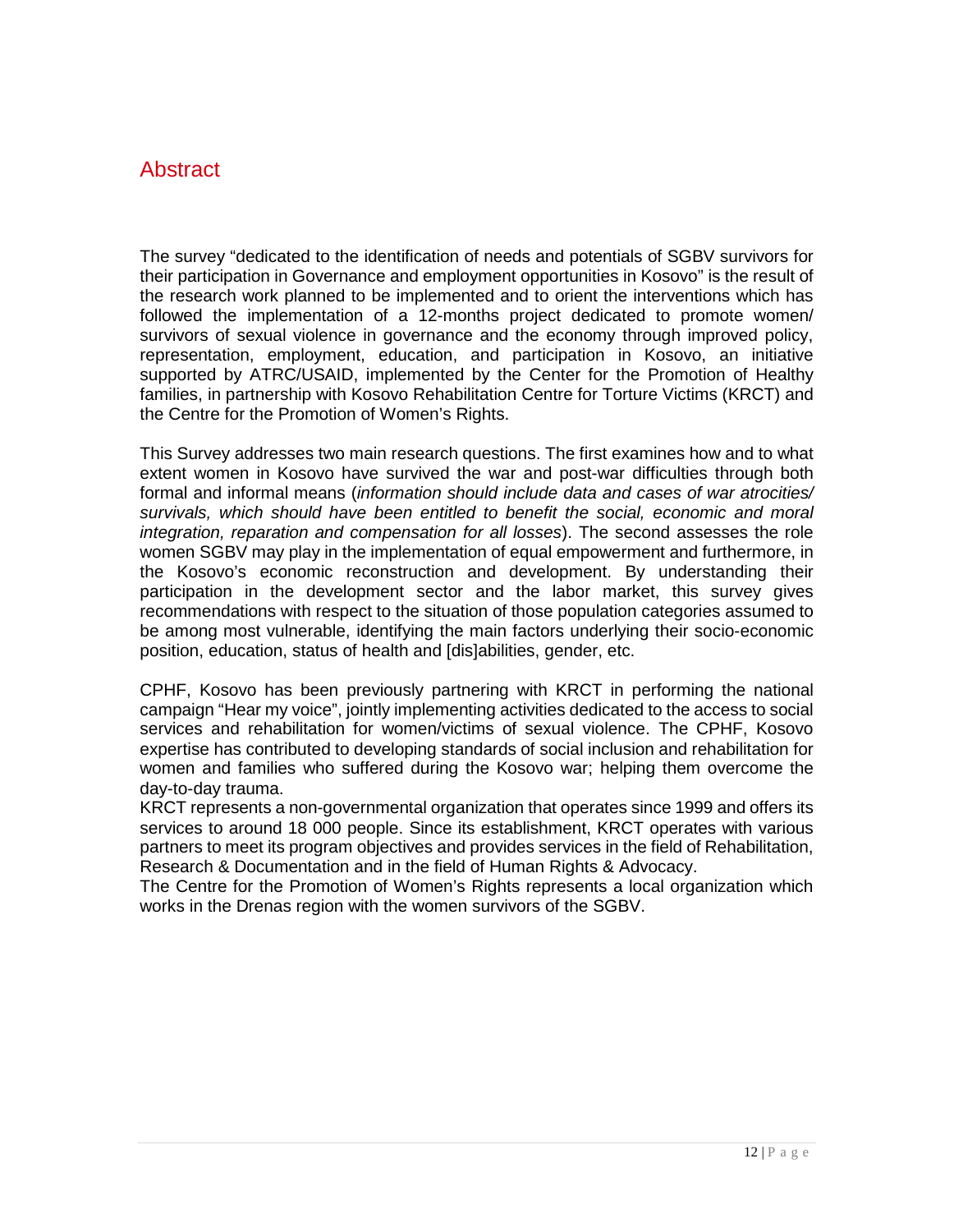# Abstract

The survey "dedicated to the identification of needs and potentials of SGBV survivors for their participation in Governance and employment opportunities in Kosovo" is the result of the research work planned to be implemented and to orient the interventions which has followed the implementation of a 12-months project dedicated to promote women/ survivors of sexual violence in governance and the economy through improved policy, representation, employment, education, and participation in Kosovo, an initiative supported by ATRC/USAID, implemented by the Center for the Promotion of Healthy families, in partnership with Kosovo Rehabilitation Centre for Torture Victims (KRCT) and the Centre for the Promotion of Women's Rights.

This Survey addresses two main research questions. The first examines how and to what extent women in Kosovo have survived the war and post-war difficulties through both formal and informal means (*information should include data and cases of war atrocities/ survivals, which should have been entitled to benefit the social, economic and moral integration, reparation and compensation for all losses*). The second assesses the role women SGBV may play in the implementation of equal empowerment and furthermore, in the Kosovo's economic reconstruction and development. By understanding their participation in the development sector and the labor market, this survey gives recommendations with respect to the situation of those population categories assumed to be among most vulnerable, identifying the main factors underlying their socio-economic position, education, status of health and [dis]abilities, gender, etc.

CPHF, Kosovo has been previously partnering with KRCT in performing the national campaign "Hear my voice", jointly implementing activities dedicated to the access to social services and rehabilitation for women/victims of sexual violence. The CPHF, Kosovo expertise has contributed to developing standards of social inclusion and rehabilitation for women and families who suffered during the Kosovo war; helping them overcome the day-to-day trauma.

KRCT represents a non-governmental organization that operates since 1999 and offers its services to around 18 000 people. Since its establishment, KRCT operates with various partners to meet its program objectives and provides services in the field of Rehabilitation, Research & Documentation and in the field of Human Rights & Advocacy.

The Centre for the Promotion of Women's Rights represents a local organization which works in the Drenas region with the women survivors of the SGBV.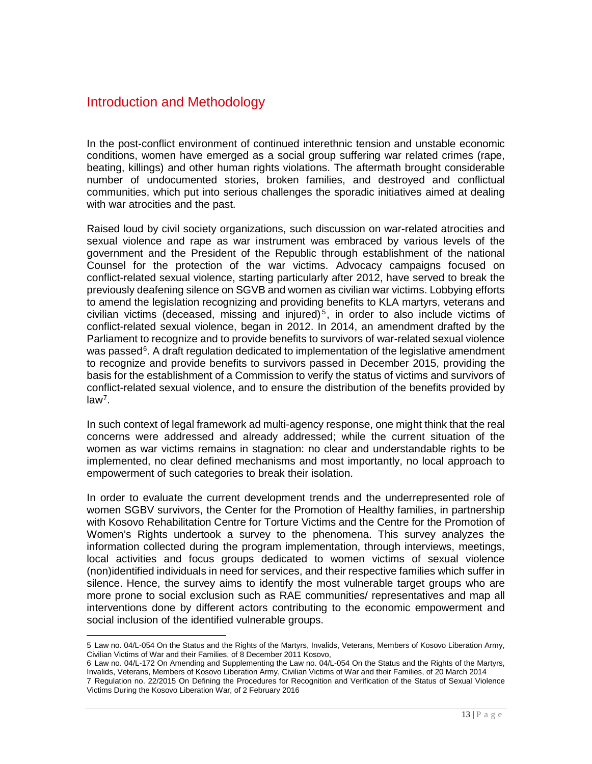## Introduction and Methodology

In the post-conflict environment of continued interethnic tension and unstable economic conditions, women have emerged as a social group suffering war related crimes (rape, beating, killings) and other human rights violations. The aftermath brought considerable number of undocumented stories, broken families, and destroyed and conflictual communities, which put into serious challenges the sporadic initiatives aimed at dealing with war atrocities and the past.

Raised loud by civil society organizations, such discussion on war-related atrocities and sexual violence and rape as war instrument was embraced by various levels of the government and the President of the Republic through establishment of the national Counsel for the protection of the war victims. Advocacy campaigns focused on conflict-related sexual violence, starting particularly after 2012, have served to break the previously deafening silence on SGVB and women as civilian war victims. Lobbying efforts to amend the legislation recognizing and providing benefits to KLA martyrs, veterans and civilian victims (deceased, missing and injured)[5], in order to also include victims of conflict-related sexual violence, began in 2012. In 2014, an amendment drafted by the Parliament to recognize and to provide benefits to survivors of war-related sexual violence was passed[6]. A draft regulation dedicated to implementation of the legislative amendment to recognize and provide benefits to survivors passed in December 2015, providing the basis for the establishment of a Commission to verify the status of victims and survivors of conflict-related sexual violence, and to ensure the distribution of the benefits provided by law[7].

In such context of legal framework ad multi-agency response, one might think that the real concerns were addressed and already addressed; while the current situation of the women as war victims remains in stagnation: no clear and understandable rights to be implemented, no clear defined mechanisms and most importantly, no local approach to empowerment of such categories to break their isolation.

In order to evaluate the current development trends and the underrepresented role of women SGBV survivors, the Center for the Promotion of Healthy families, in partnership with Kosovo Rehabilitation Centre for Torture Victims and the Centre for the Promotion of Women's Rights undertook a survey to the phenomena. This survey analyzes the information collected during the program implementation, through interviews, meetings, local activities and focus groups dedicated to women victims of sexual violence (non)identified individuals in need for services, and their respective families which suffer in silence. Hence, the survey aims to identify the most vulnerable target groups who are more prone to social exclusion such as RAE communities/ representatives and map all interventions done by different actors contributing to the economic empowerment and social inclusion of the identified vulnerable groups.

---

5 Law no. 04/L-054 On the Status and the Rights of the Martyrs, Invalids, Veterans, Members of Kosovo Liberation Army, Civilian Victims of War and their Families, of 8 December 2011 Kosovo,

6 Law no. 04/L-172 On Amending and Supplementing the Law no. 04/L-054 On the Status and the Rights of the Martyrs, Invalids, Veterans, Members of Kosovo Liberation Army, Civilian Victims of War and their Families, of 20 March 2014

7 Regulation no. 22/2015 On Defining the Procedures for Recognition and Verification of the Status of Sexual Violence Victims During the Kosovo Liberation War, of 2 February 2016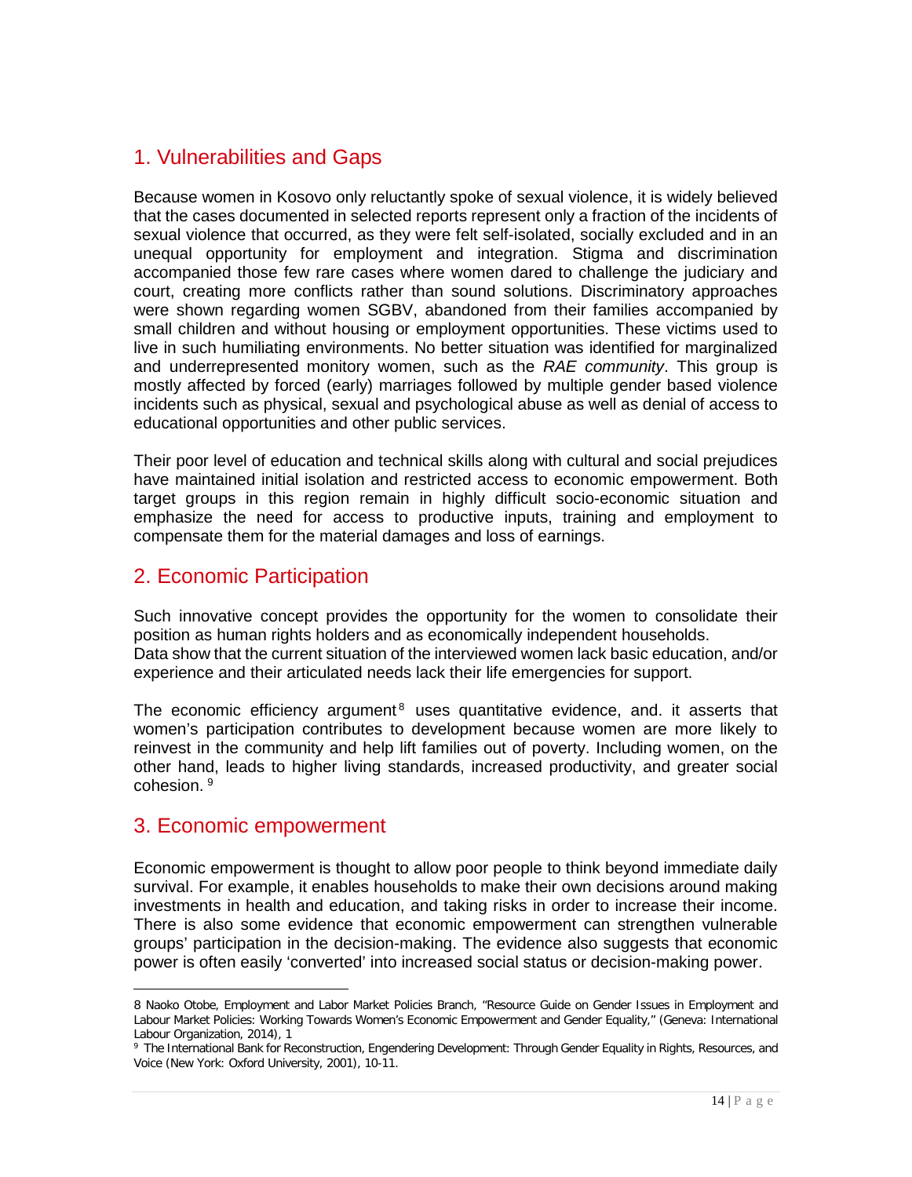## 1. Vulnerabilities and Gaps

Because women in Kosovo only reluctantly spoke of sexual violence, it is widely believed that the cases documented in selected reports represent only a fraction of the incidents of sexual violence that occurred, as they were felt self-isolated, socially excluded and in an unequal opportunity for employment and integration. Stigma and discrimination accompanied those few rare cases where women dared to challenge the judiciary and court, creating more conflicts rather than sound solutions. Discriminatory approaches were shown regarding women SGBV, abandoned from their families accompanied by small children and without housing or employment opportunities. These victims used to live in such humiliating environments. No better situation was identified for marginalized and underrepresented monitory women, such as the *RAE community*. This group is mostly affected by forced (early) marriages followed by multiple gender based violence incidents such as physical, sexual and psychological abuse as well as denial of access to educational opportunities and other public services.

Their poor level of education and technical skills along with cultural and social prejudices have maintained initial isolation and restricted access to economic empowerment. Both target groups in this region remain in highly difficult socio-economic situation and emphasize the need for access to productive inputs, training and employment to compensate them for the material damages and loss of earnings.

## 2. Economic Participation

Such innovative concept provides the opportunity for the women to consolidate their position as human rights holders and as economically independent households.
Data show that the current situation of the interviewed women lack basic education, and/or experience and their articulated needs lack their life emergencies for support.

The economic efficiency argument[8] uses quantitative evidence, and. it asserts that women's participation contributes to development because women are more likely to reinvest in the community and help lift families out of poverty. Including women, on the other hand, leads to higher living standards, increased productivity, and greater social cohesion. [9]

## 3. Economic empowerment

Economic empowerment is thought to allow poor people to think beyond immediate daily survival. For example, it enables households to make their own decisions around making investments in health and education, and taking risks in order to increase their income. There is also some evidence that economic empowerment can strengthen vulnerable groups' participation in the decision-making. The evidence also suggests that economic power is often easily 'converted' into increased social status or decision-making power.

---

8 Naoko Otobe, Employment and Labor Market Policies Branch, "Resource Guide on Gender Issues in Employment and Labour Market Policies: Working Towards Women's Economic Empowerment and Gender Equality," (Geneva: International Labour Organization, 2014), 1

9 The International Bank for Reconstruction, Engendering Development: Through Gender Equality in Rights, Resources, and Voice (New York: Oxford University, 2001), 10-11.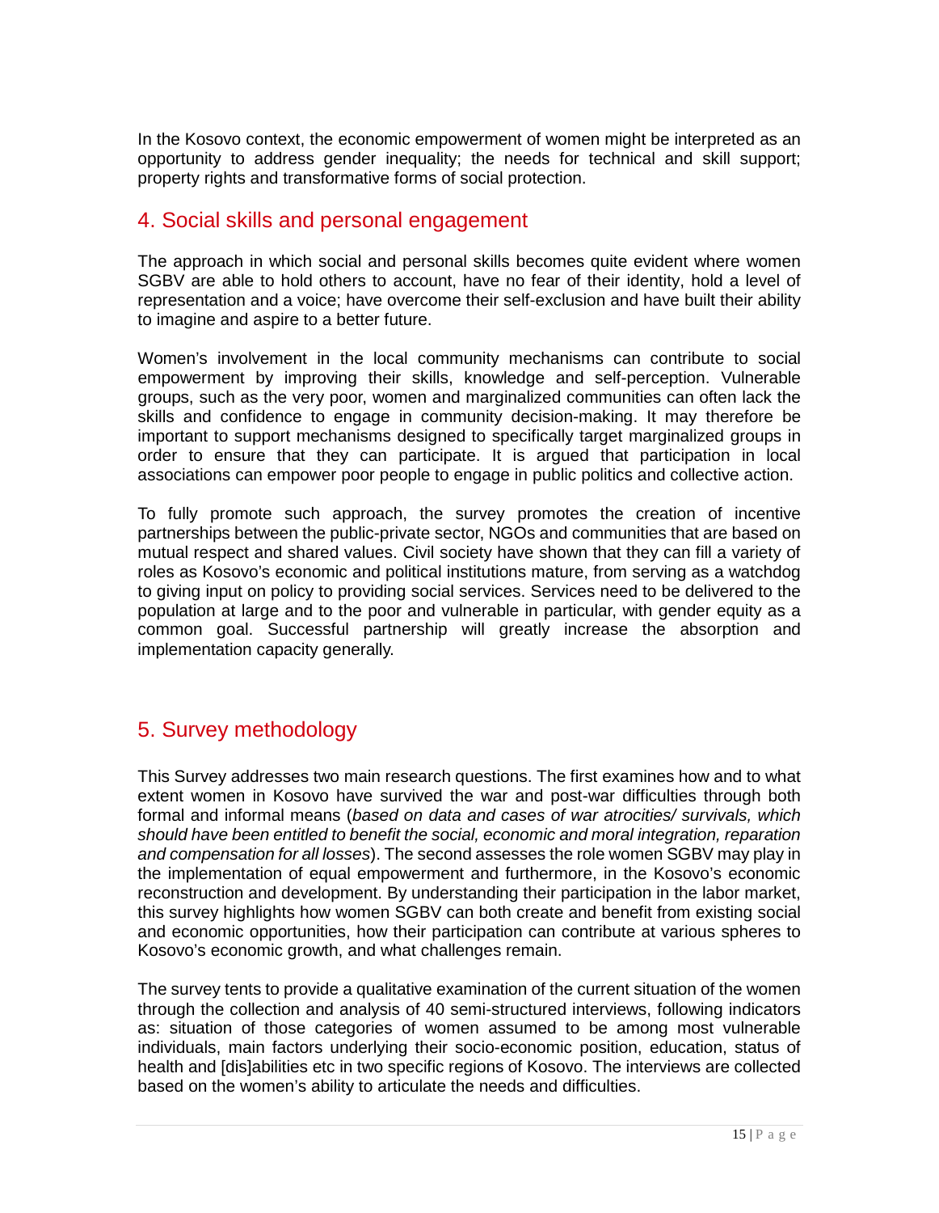In the Kosovo context, the economic empowerment of women might be interpreted as an opportunity to address gender inequality; the needs for technical and skill support; property rights and transformative forms of social protection.

## 4. Social skills and personal engagement

The approach in which social and personal skills becomes quite evident where women SGBV are able to hold others to account, have no fear of their identity, hold a level of representation and a voice; have overcome their self-exclusion and have built their ability to imagine and aspire to a better future.

Women's involvement in the local community mechanisms can contribute to social empowerment by improving their skills, knowledge and self-perception. Vulnerable groups, such as the very poor, women and marginalized communities can often lack the skills and confidence to engage in community decision-making. It may therefore be important to support mechanisms designed to specifically target marginalized groups in order to ensure that they can participate. It is argued that participation in local associations can empower poor people to engage in public politics and collective action.

To fully promote such approach, the survey promotes the creation of incentive partnerships between the public-private sector, NGOs and communities that are based on mutual respect and shared values. Civil society have shown that they can fill a variety of roles as Kosovo's economic and political institutions mature, from serving as a watchdog to giving input on policy to providing social services. Services need to be delivered to the population at large and to the poor and vulnerable in particular, with gender equity as a common goal. Successful partnership will greatly increase the absorption and implementation capacity generally.

## 5. Survey methodology

This Survey addresses two main research questions. The first examines how and to what extent women in Kosovo have survived the war and post-war difficulties through both formal and informal means (*based on data and cases of war atrocities/ survivals, which should have been entitled to benefit the social, economic and moral integration, reparation and compensation for all losses*). The second assesses the role women SGBV may play in the implementation of equal empowerment and furthermore, in the Kosovo's economic reconstruction and development. By understanding their participation in the labor market, this survey highlights how women SGBV can both create and benefit from existing social and economic opportunities, how their participation can contribute at various spheres to Kosovo's economic growth, and what challenges remain.

The survey tents to provide a qualitative examination of the current situation of the women through the collection and analysis of 40 semi-structured interviews, following indicators as: situation of those categories of women assumed to be among most vulnerable individuals, main factors underlying their socio-economic position, education, status of health and [dis]abilities etc in two specific regions of Kosovo. The interviews are collected based on the women's ability to articulate the needs and difficulties.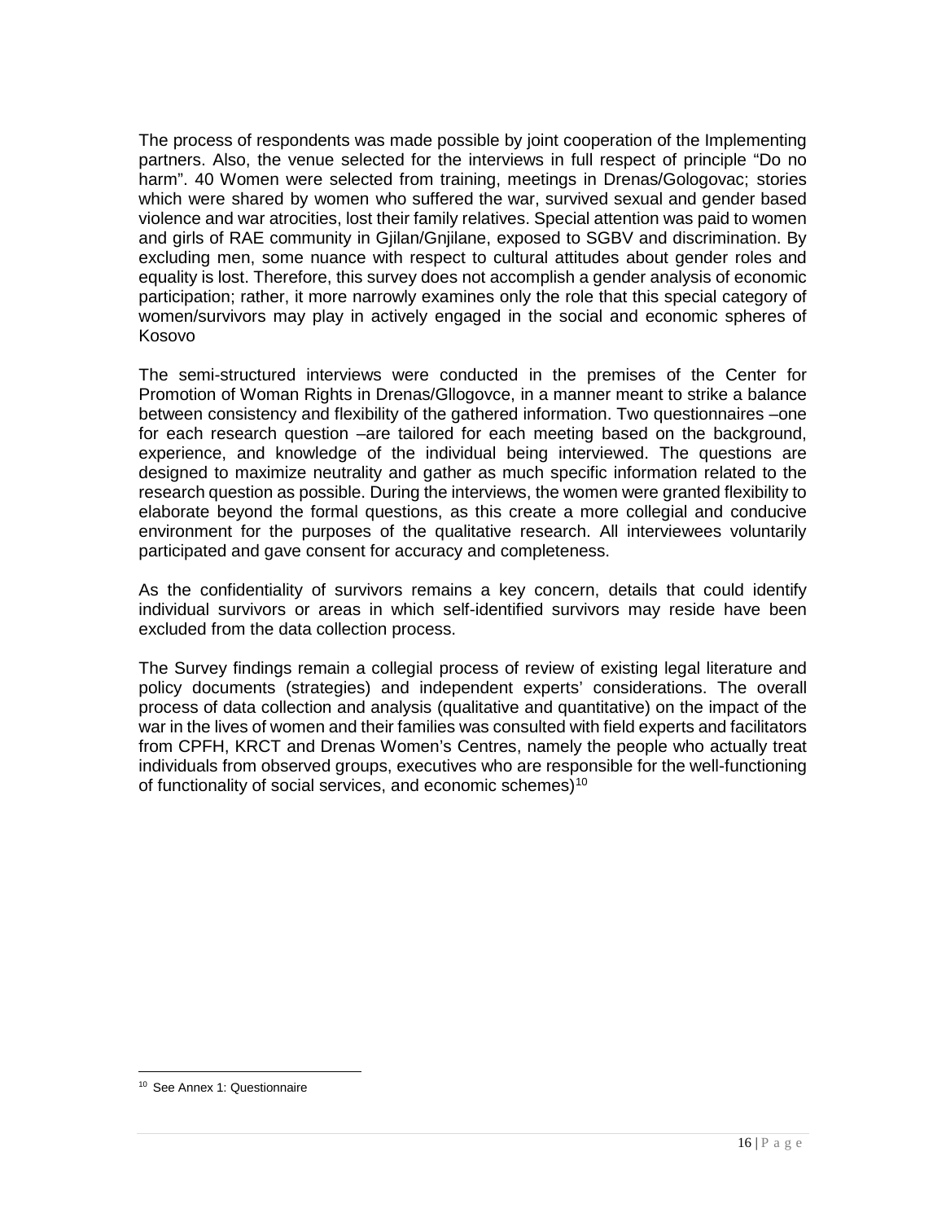The process of respondents was made possible by joint cooperation of the Implementing partners. Also, the venue selected for the interviews in full respect of principle "Do no harm". 40 Women were selected from training, meetings in Drenas/Gologovac; stories which were shared by women who suffered the war, survived sexual and gender based violence and war atrocities, lost their family relatives. Special attention was paid to women and girls of RAE community in Gjilan/Gnjilane, exposed to SGBV and discrimination. By excluding men, some nuance with respect to cultural attitudes about gender roles and equality is lost. Therefore, this survey does not accomplish a gender analysis of economic participation; rather, it more narrowly examines only the role that this special category of women/survivors may play in actively engaged in the social and economic spheres of Kosovo

The semi-structured interviews were conducted in the premises of the Center for Promotion of Woman Rights in Drenas/Gllogovce, in a manner meant to strike a balance between consistency and flexibility of the gathered information. Two questionnaires –one for each research question –are tailored for each meeting based on the background, experience, and knowledge of the individual being interviewed. The questions are designed to maximize neutrality and gather as much specific information related to the research question as possible. During the interviews, the women were granted flexibility to elaborate beyond the formal questions, as this create a more collegial and conducive environment for the purposes of the qualitative research. All interviewees voluntarily participated and gave consent for accuracy and completeness.

As the confidentiality of survivors remains a key concern, details that could identify individual survivors or areas in which self-identified survivors may reside have been excluded from the data collection process.

The Survey findings remain a collegial process of review of existing legal literature and policy documents (strategies) and independent experts' considerations. The overall process of data collection and analysis (qualitative and quantitative) on the impact of the war in the lives of women and their families was consulted with field experts and facilitators from CPFH, KRCT and Drenas Women's Centres, namely the people who actually treat individuals from observed groups, executives who are responsible for the well-functioning of functionality of social services, and economic schemes)[10]

[10] See Annex 1: Questionnaire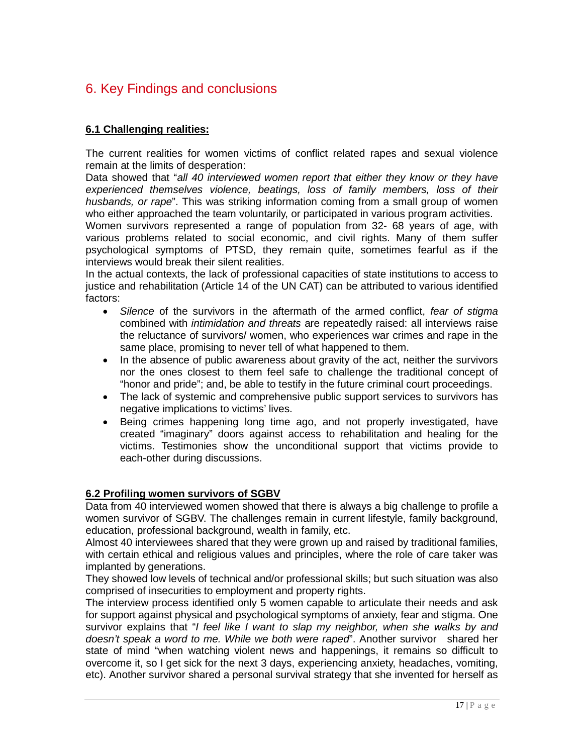# 6. Key Findings and conclusions

## 6.1 Challenging realities:

The current realities for women victims of conflict related rapes and sexual violence remain at the limits of desperation:

Data showed that "*all 40 interviewed women report that either they know or they have experienced themselves violence, beatings, loss of family members, loss of their husbands, or rape*". This was striking information coming from a small group of women who either approached the team voluntarily, or participated in various program activities.

Women survivors represented a range of population from 32- 68 years of age, with various problems related to social economic, and civil rights. Many of them suffer psychological symptoms of PTSD, they remain quite, sometimes fearful as if the interviews would break their silent realities.

In the actual contexts, the lack of professional capacities of state institutions to access to justice and rehabilitation (Article 14 of the UN CAT) can be attributed to various identified factors:

- *Silence* of the survivors in the aftermath of the armed conflict, *fear of stigma* combined with *intimidation and threats* are repeatedly raised: all interviews raise the reluctance of survivors/ women, who experiences war crimes and rape in the same place, promising to never tell of what happened to them.
- In the absence of public awareness about gravity of the act, neither the survivors nor the ones closest to them feel safe to challenge the traditional concept of "honor and pride"; and, be able to testify in the future criminal court proceedings.
- The lack of systemic and comprehensive public support services to survivors has negative implications to victims' lives.
- Being crimes happening long time ago, and not properly investigated, have created "imaginary" doors against access to rehabilitation and healing for the victims. Testimonies show the unconditional support that victims provide to each-other during discussions.

## 6.2 Profiling women survivors of SGBV

Data from 40 interviewed women showed that there is always a big challenge to profile a women survivor of SGBV. The challenges remain in current lifestyle, family background, education, professional background, wealth in family, etc.

Almost 40 interviewees shared that they were grown up and raised by traditional families, with certain ethical and religious values and principles, where the role of care taker was implanted by generations.

They showed low levels of technical and/or professional skills; but such situation was also comprised of insecurities to employment and property rights.

The interview process identified only 5 women capable to articulate their needs and ask for support against physical and psychological symptoms of anxiety, fear and stigma. One survivor explains that "*I feel like I want to slap my neighbor, when she walks by and doesn't speak a word to me. While we both were raped*". Another survivor shared her state of mind "when watching violent news and happenings, it remains so difficult to overcome it, so I get sick for the next 3 days, experiencing anxiety, headaches, vomiting, etc). Another survivor shared a personal survival strategy that she invented for herself as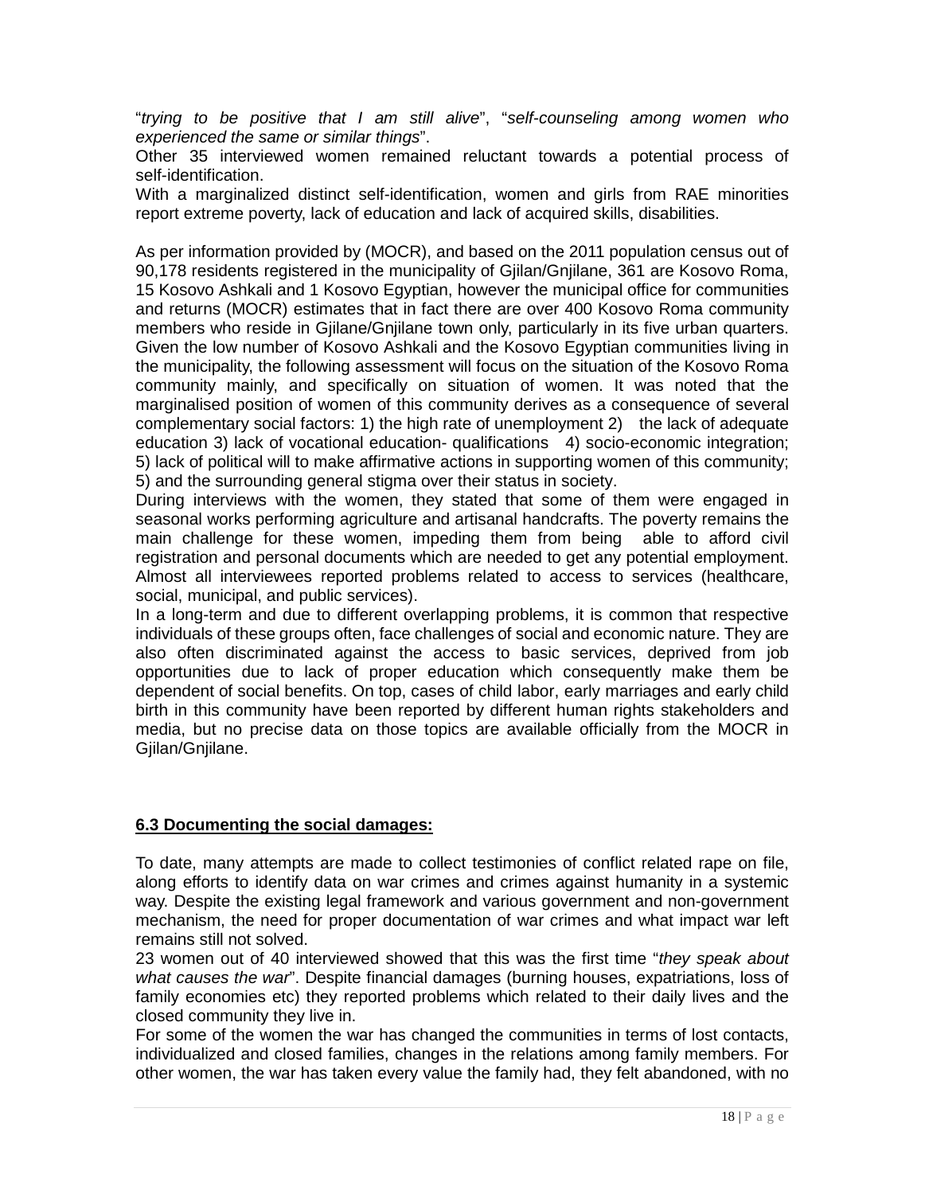"*trying to be positive that I am still alive*", "*self-counseling among women who experienced the same or similar things*".

Other 35 interviewed women remained reluctant towards a potential process of self-identification.

With a marginalized distinct self-identification, women and girls from RAE minorities report extreme poverty, lack of education and lack of acquired skills, disabilities.

As per information provided by (MOCR), and based on the 2011 population census out of 90,178 residents registered in the municipality of Gjilan/Gnjilane, 361 are Kosovo Roma, 15 Kosovo Ashkali and 1 Kosovo Egyptian, however the municipal office for communities and returns (MOCR) estimates that in fact there are over 400 Kosovo Roma community members who reside in Gjilane/Gnjilane town only, particularly in its five urban quarters. Given the low number of Kosovo Ashkali and the Kosovo Egyptian communities living in the municipality, the following assessment will focus on the situation of the Kosovo Roma community mainly, and specifically on situation of women. It was noted that the marginalised position of women of this community derives as a consequence of several complementary social factors: 1) the high rate of unemployment 2) the lack of adequate education 3) lack of vocational education- qualifications 4) socio-economic integration; 5) lack of political will to make affirmative actions in supporting women of this community; 5) and the surrounding general stigma over their status in society.

During interviews with the women, they stated that some of them were engaged in seasonal works performing agriculture and artisanal handcrafts. The poverty remains the main challenge for these women, impeding them from being able to afford civil registration and personal documents which are needed to get any potential employment. Almost all interviewees reported problems related to access to services (healthcare, social, municipal, and public services).

In a long-term and due to different overlapping problems, it is common that respective individuals of these groups often, face challenges of social and economic nature. They are also often discriminated against the access to basic services, deprived from job opportunities due to lack of proper education which consequently make them be dependent of social benefits. On top, cases of child labor, early marriages and early child birth in this community have been reported by different human rights stakeholders and media, but no precise data on those topics are available officially from the MOCR in Gjilan/Gnjilane.

### 6.3 Documenting the social damages:

To date, many attempts are made to collect testimonies of conflict related rape on file, along efforts to identify data on war crimes and crimes against humanity in a systemic way. Despite the existing legal framework and various government and non-government mechanism, the need for proper documentation of war crimes and what impact war left remains still not solved.

23 women out of 40 interviewed showed that this was the first time "*they speak about what causes the war*". Despite financial damages (burning houses, expatriations, loss of family economies etc) they reported problems which related to their daily lives and the closed community they live in.

For some of the women the war has changed the communities in terms of lost contacts, individualized and closed families, changes in the relations among family members. For other women, the war has taken every value the family had, they felt abandoned, with no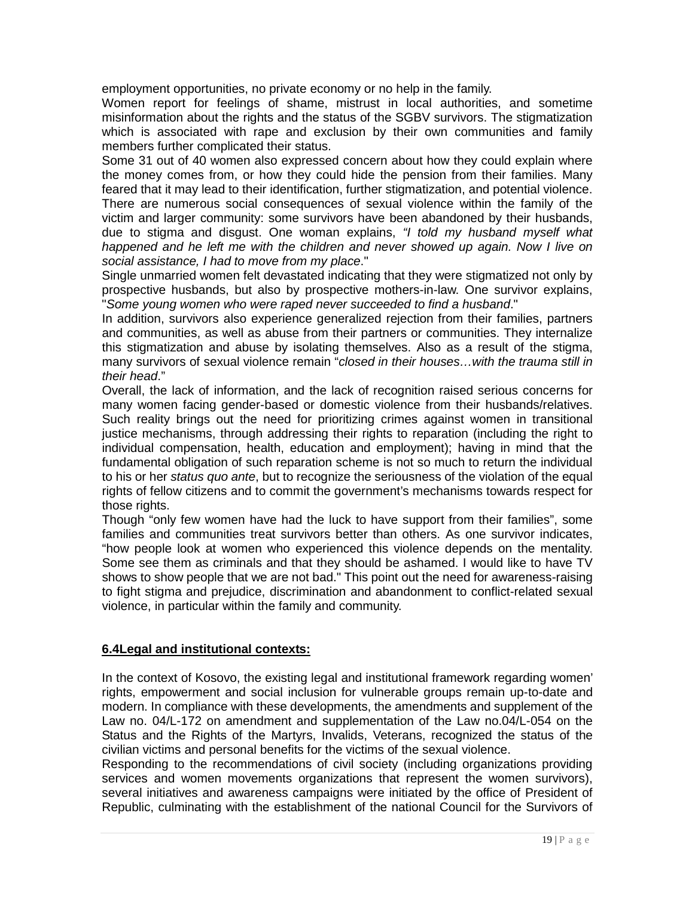employment opportunities, no private economy or no help in the family.

Women report for feelings of shame, mistrust in local authorities, and sometime misinformation about the rights and the status of the SGBV survivors. The stigmatization which is associated with rape and exclusion by their own communities and family members further complicated their status.

Some 31 out of 40 women also expressed concern about how they could explain where the money comes from, or how they could hide the pension from their families. Many feared that it may lead to their identification, further stigmatization, and potential violence. There are numerous social consequences of sexual violence within the family of the victim and larger community: some survivors have been abandoned by their husbands, due to stigma and disgust. One woman explains, *"I told my husband myself what happened and he left me with the children and never showed up again. Now I live on social assistance, I had to move from my place*."

Single unmarried women felt devastated indicating that they were stigmatized not only by prospective husbands, but also by prospective mothers-in-law. One survivor explains, "*Some young women who were raped never succeeded to find a husband*."

In addition, survivors also experience generalized rejection from their families, partners and communities, as well as abuse from their partners or communities. They internalize this stigmatization and abuse by isolating themselves. Also as a result of the stigma, many survivors of sexual violence remain "*closed in their houses…with the trauma still in their head*."

Overall, the lack of information, and the lack of recognition raised serious concerns for many women facing gender-based or domestic violence from their husbands/relatives. Such reality brings out the need for prioritizing crimes against women in transitional justice mechanisms, through addressing their rights to reparation (including the right to individual compensation, health, education and employment); having in mind that the fundamental obligation of such reparation scheme is not so much to return the individual to his or her *status quo ante*, but to recognize the seriousness of the violation of the equal rights of fellow citizens and to commit the government's mechanisms towards respect for those rights.

Though "only few women have had the luck to have support from their families", some families and communities treat survivors better than others. As one survivor indicates, "how people look at women who experienced this violence depends on the mentality. Some see them as criminals and that they should be ashamed. I would like to have TV shows to show people that we are not bad." This point out the need for awareness-raising to fight stigma and prejudice, discrimination and abandonment to conflict-related sexual violence, in particular within the family and community.

## 6.4Legal and institutional contexts:

In the context of Kosovo, the existing legal and institutional framework regarding women' rights, empowerment and social inclusion for vulnerable groups remain up-to-date and modern. In compliance with these developments, the amendments and supplement of the Law no. 04/L-172 on amendment and supplementation of the Law no.04/L-054 on the Status and the Rights of the Martyrs, Invalids, Veterans, recognized the status of the civilian victims and personal benefits for the victims of the sexual violence.

Responding to the recommendations of civil society (including organizations providing services and women movements organizations that represent the women survivors), several initiatives and awareness campaigns were initiated by the office of President of Republic, culminating with the establishment of the national Council for the Survivors of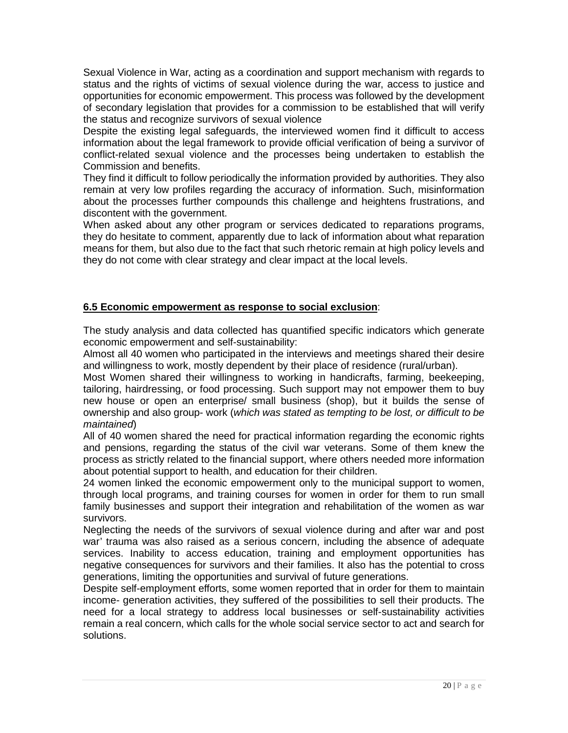Sexual Violence in War, acting as a coordination and support mechanism with regards to status and the rights of victims of sexual violence during the war, access to justice and opportunities for economic empowerment. This process was followed by the development of secondary legislation that provides for a commission to be established that will verify the status and recognize survivors of sexual violence

Despite the existing legal safeguards, the interviewed women find it difficult to access information about the legal framework to provide official verification of being a survivor of conflict-related sexual violence and the processes being undertaken to establish the Commission and benefits.

They find it difficult to follow periodically the information provided by authorities. They also remain at very low profiles regarding the accuracy of information. Such, misinformation about the processes further compounds this challenge and heightens frustrations, and discontent with the government.

When asked about any other program or services dedicated to reparations programs, they do hesitate to comment, apparently due to lack of information about what reparation means for them, but also due to the fact that such rhetoric remain at high policy levels and they do not come with clear strategy and clear impact at the local levels.

**6.5 Economic empowerment as response to social exclusion**:

The study analysis and data collected has quantified specific indicators which generate economic empowerment and self-sustainability:

Almost all 40 women who participated in the interviews and meetings shared their desire and willingness to work, mostly dependent by their place of residence (rural/urban).

Most Women shared their willingness to working in handicrafts, farming, beekeeping, tailoring, hairdressing, or food processing. Such support may not empower them to buy new house or open an enterprise/ small business (shop), but it builds the sense of ownership and also group- work (*which was stated as tempting to be lost, or difficult to be maintained*)

All of 40 women shared the need for practical information regarding the economic rights and pensions, regarding the status of the civil war veterans. Some of them knew the process as strictly related to the financial support, where others needed more information about potential support to health, and education for their children.

24 women linked the economic empowerment only to the municipal support to women, through local programs, and training courses for women in order for them to run small family businesses and support their integration and rehabilitation of the women as war survivors.

Neglecting the needs of the survivors of sexual violence during and after war and post war' trauma was also raised as a serious concern, including the absence of adequate services. Inability to access education, training and employment opportunities has negative consequences for survivors and their families. It also has the potential to cross generations, limiting the opportunities and survival of future generations.

Despite self-employment efforts, some women reported that in order for them to maintain income- generation activities, they suffered of the possibilities to sell their products. The need for a local strategy to address local businesses or self-sustainability activities remain a real concern, which calls for the whole social service sector to act and search for solutions.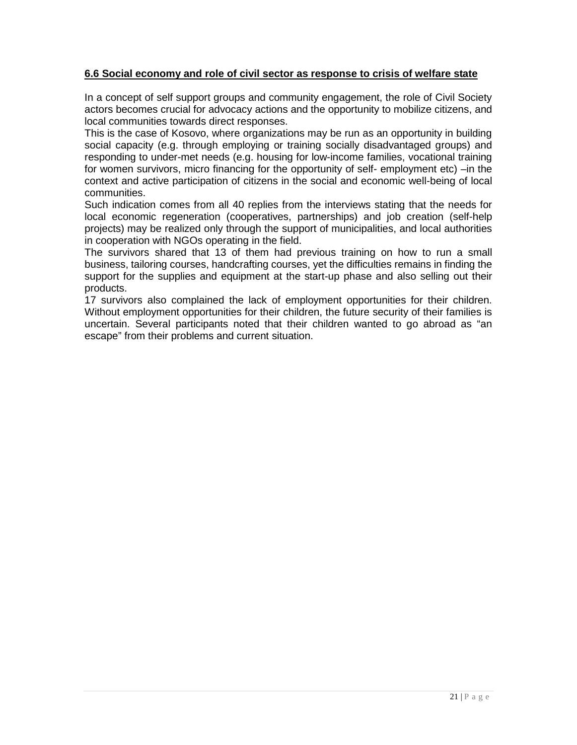## **6.6 Social economy and role of civil sector as response to crisis of welfare state**

In a concept of self support groups and community engagement, the role of Civil Society actors becomes crucial for advocacy actions and the opportunity to mobilize citizens, and local communities towards direct responses.

This is the case of Kosovo, where organizations may be run as an opportunity in building social capacity (e.g. through employing or training socially disadvantaged groups) and responding to under-met needs (e.g. housing for low-income families, vocational training for women survivors, micro financing for the opportunity of self- employment etc) –in the context and active participation of citizens in the social and economic well-being of local communities.

Such indication comes from all 40 replies from the interviews stating that the needs for local economic regeneration (cooperatives, partnerships) and job creation (self-help projects) may be realized only through the support of municipalities, and local authorities in cooperation with NGOs operating in the field.

The survivors shared that 13 of them had previous training on how to run a small business, tailoring courses, handcrafting courses, yet the difficulties remains in finding the support for the supplies and equipment at the start-up phase and also selling out their products.

17 survivors also complained the lack of employment opportunities for their children. Without employment opportunities for their children, the future security of their families is uncertain. Several participants noted that their children wanted to go abroad as "an escape" from their problems and current situation.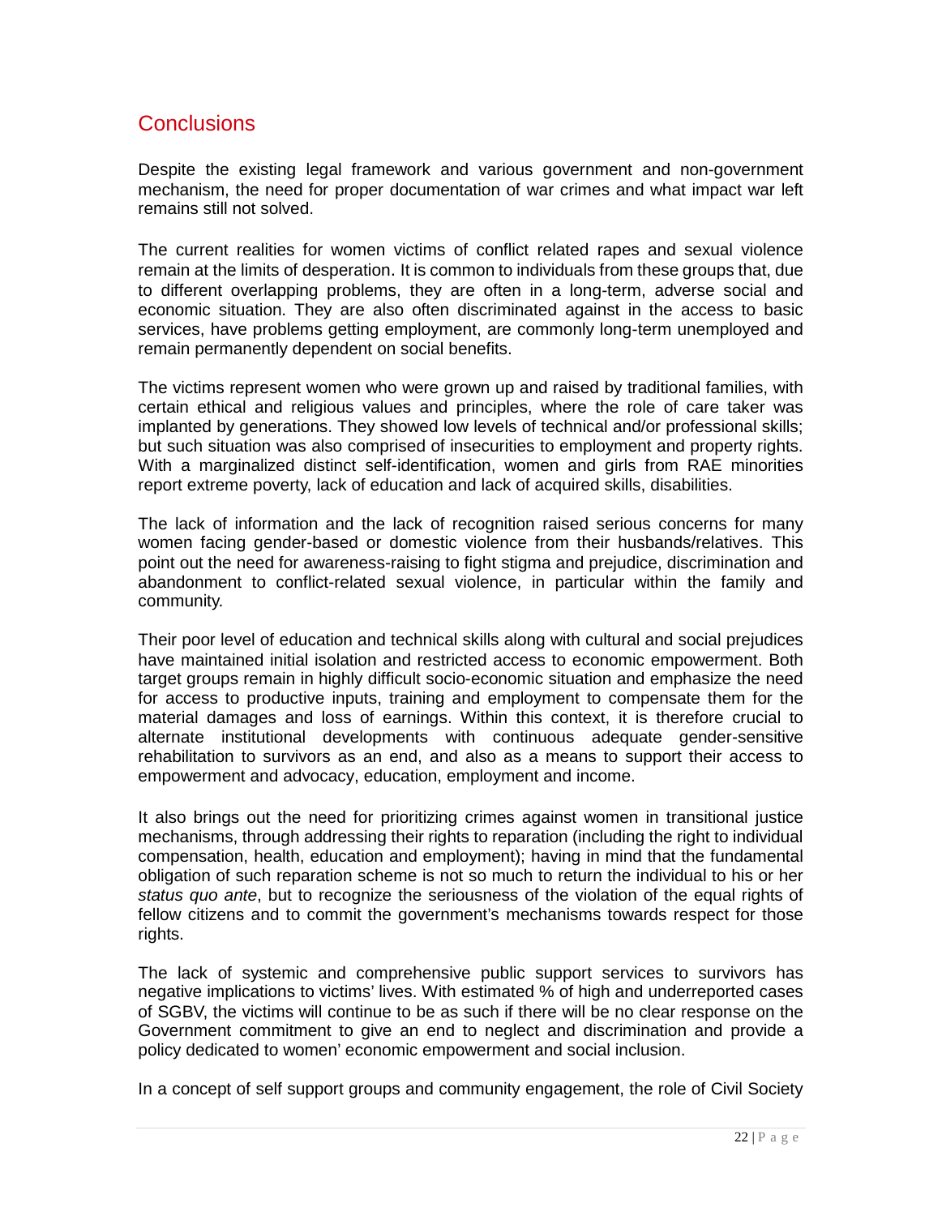## Conclusions

Despite the existing legal framework and various government and non-government mechanism, the need for proper documentation of war crimes and what impact war left remains still not solved.

The current realities for women victims of conflict related rapes and sexual violence remain at the limits of desperation. It is common to individuals from these groups that, due to different overlapping problems, they are often in a long-term, adverse social and economic situation. They are also often discriminated against in the access to basic services, have problems getting employment, are commonly long-term unemployed and remain permanently dependent on social benefits.

The victims represent women who were grown up and raised by traditional families, with certain ethical and religious values and principles, where the role of care taker was implanted by generations. They showed low levels of technical and/or professional skills; but such situation was also comprised of insecurities to employment and property rights. With a marginalized distinct self-identification, women and girls from RAE minorities report extreme poverty, lack of education and lack of acquired skills, disabilities.

The lack of information and the lack of recognition raised serious concerns for many women facing gender-based or domestic violence from their husbands/relatives. This point out the need for awareness-raising to fight stigma and prejudice, discrimination and abandonment to conflict-related sexual violence, in particular within the family and community.

Their poor level of education and technical skills along with cultural and social prejudices have maintained initial isolation and restricted access to economic empowerment. Both target groups remain in highly difficult socio-economic situation and emphasize the need for access to productive inputs, training and employment to compensate them for the material damages and loss of earnings. Within this context, it is therefore crucial to alternate institutional developments with continuous adequate gender-sensitive rehabilitation to survivors as an end, and also as a means to support their access to empowerment and advocacy, education, employment and income.

It also brings out the need for prioritizing crimes against women in transitional justice mechanisms, through addressing their rights to reparation (including the right to individual compensation, health, education and employment); having in mind that the fundamental obligation of such reparation scheme is not so much to return the individual to his or her *status quo ante*, but to recognize the seriousness of the violation of the equal rights of fellow citizens and to commit the government's mechanisms towards respect for those rights.

The lack of systemic and comprehensive public support services to survivors has negative implications to victims' lives. With estimated % of high and underreported cases of SGBV, the victims will continue to be as such if there will be no clear response on the Government commitment to give an end to neglect and discrimination and provide a policy dedicated to women' economic empowerment and social inclusion.

In a concept of self support groups and community engagement, the role of Civil Society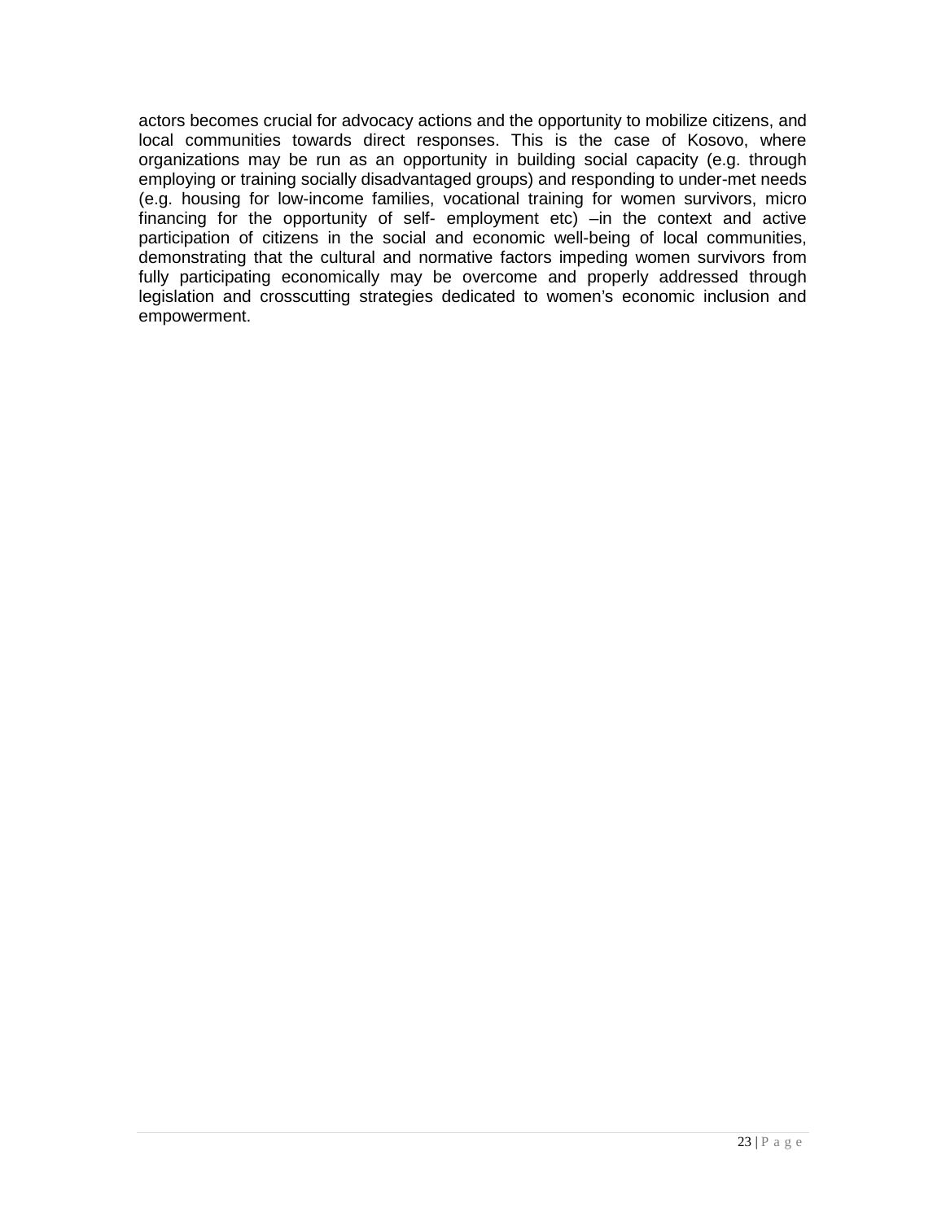actors becomes crucial for advocacy actions and the opportunity to mobilize citizens, and local communities towards direct responses. This is the case of Kosovo, where organizations may be run as an opportunity in building social capacity (e.g. through employing or training socially disadvantaged groups) and responding to under-met needs (e.g. housing for low-income families, vocational training for women survivors, micro financing for the opportunity of self- employment etc) –in the context and active participation of citizens in the social and economic well-being of local communities, demonstrating that the cultural and normative factors impeding women survivors from fully participating economically may be overcome and properly addressed through legislation and crosscutting strategies dedicated to women's economic inclusion and empowerment.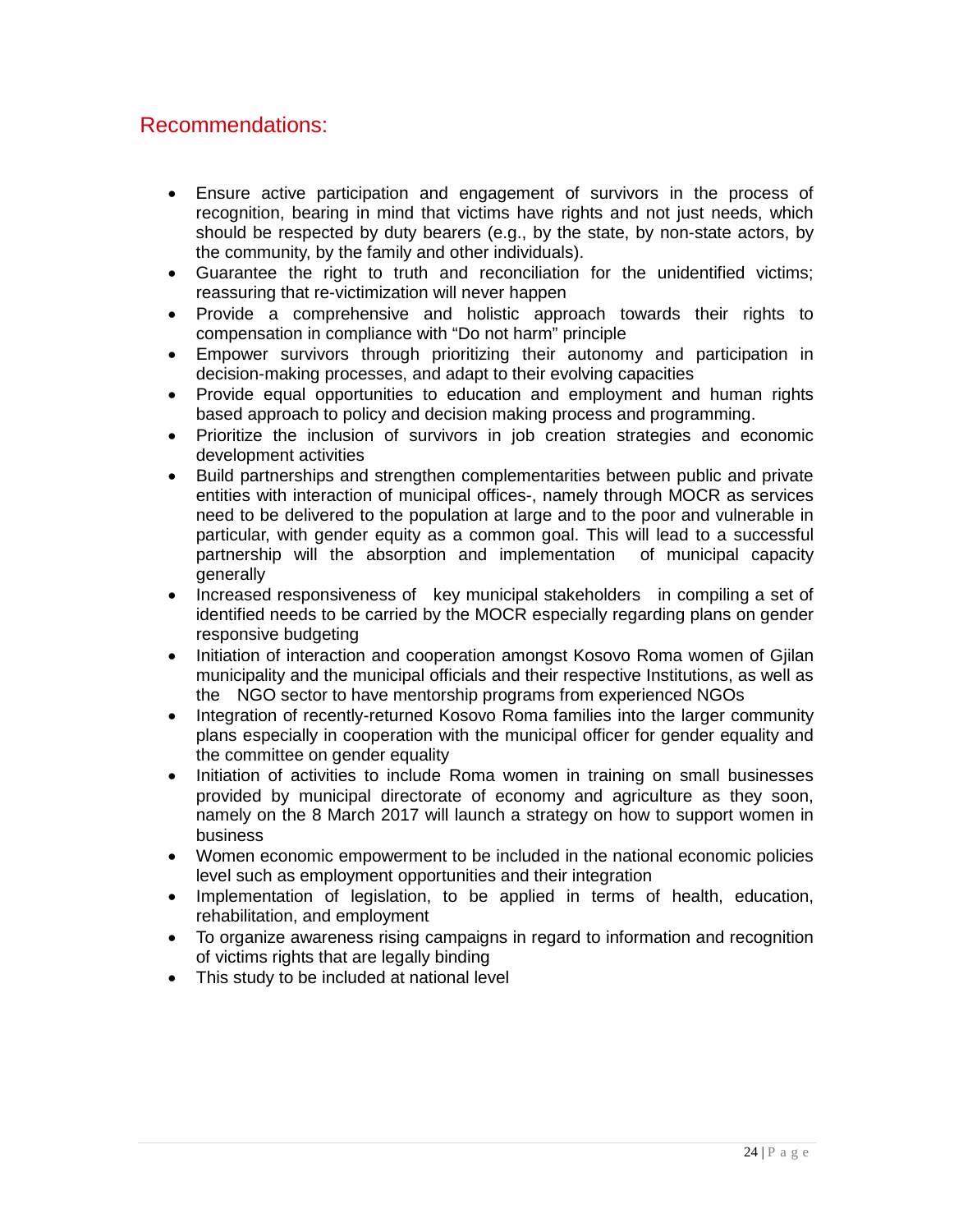## Recommendations:

- Ensure active participation and engagement of survivors in the process of recognition, bearing in mind that victims have rights and not just needs, which should be respected by duty bearers (e.g., by the state, by non-state actors, by the community, by the family and other individuals).
- Guarantee the right to truth and reconciliation for the unidentified victims; reassuring that re-victimization will never happen
- Provide a comprehensive and holistic approach towards their rights to compensation in compliance with "Do not harm" principle
- Empower survivors through prioritizing their autonomy and participation in decision-making processes, and adapt to their evolving capacities
- Provide equal opportunities to education and employment and human rights based approach to policy and decision making process and programming.
- Prioritize the inclusion of survivors in job creation strategies and economic development activities
- Build partnerships and strengthen complementarities between public and private entities with interaction of municipal offices-, namely through MOCR as services need to be delivered to the population at large and to the poor and vulnerable in particular, with gender equity as a common goal. This will lead to a successful partnership will the absorption and implementation of municipal capacity generally
- Increased responsiveness of key municipal stakeholders in compiling a set of identified needs to be carried by the MOCR especially regarding plans on gender responsive budgeting
- Initiation of interaction and cooperation amongst Kosovo Roma women of Gjilan municipality and the municipal officials and their respective Institutions, as well as the NGO sector to have mentorship programs from experienced NGOs
- Integration of recently-returned Kosovo Roma families into the larger community plans especially in cooperation with the municipal officer for gender equality and the committee on gender equality
- Initiation of activities to include Roma women in training on small businesses provided by municipal directorate of economy and agriculture as they soon, namely on the 8 March 2017 will launch a strategy on how to support women in business
- Women economic empowerment to be included in the national economic policies level such as employment opportunities and their integration
- Implementation of legislation, to be applied in terms of health, education, rehabilitation, and employment
- To organize awareness rising campaigns in regard to information and recognition of victims rights that are legally binding
- This study to be included at national level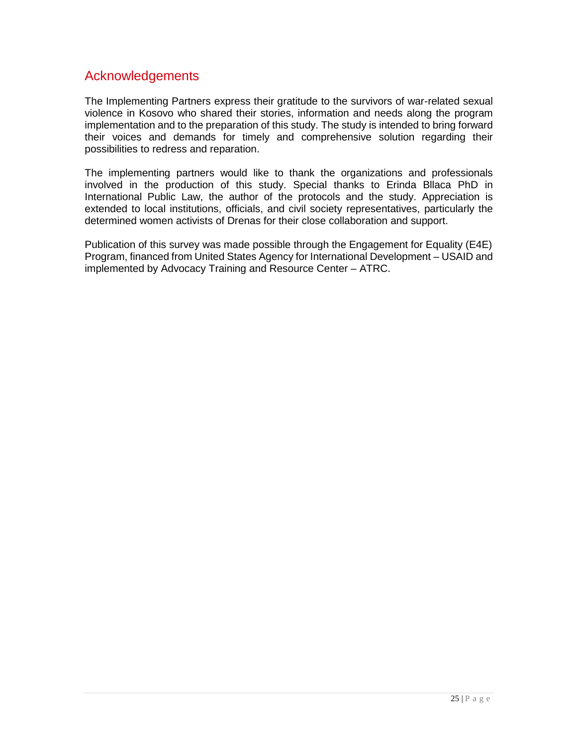## Acknowledgements

The Implementing Partners express their gratitude to the survivors of war-related sexual violence in Kosovo who shared their stories, information and needs along the program implementation and to the preparation of this study. The study is intended to bring forward their voices and demands for timely and comprehensive solution regarding their possibilities to redress and reparation.

The implementing partners would like to thank the organizations and professionals involved in the production of this study. Special thanks to Erinda Bllaca PhD in International Public Law, the author of the protocols and the study. Appreciation is extended to local institutions, officials, and civil society representatives, particularly the determined women activists of Drenas for their close collaboration and support.

Publication of this survey was made possible through the Engagement for Equality (E4E) Program, financed from United States Agency for International Development – USAID and implemented by Advocacy Training and Resource Center – ATRC.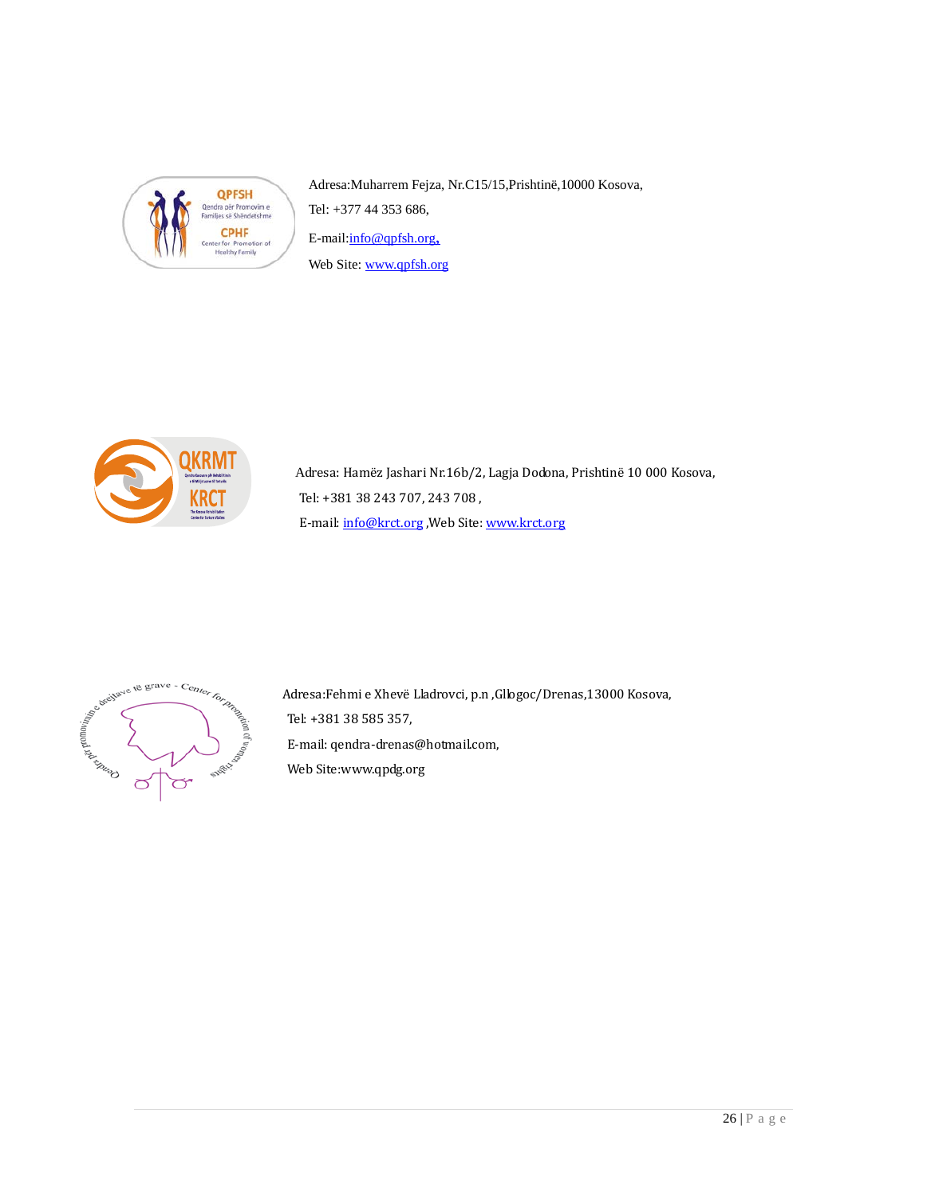QPFSH
Qendra për Promovim e Familjes së Shëndetshme
CPHF
Center for Promotion of Healthy Family

Adresa:Muharrem Fejza, Nr.C15/15,Prishtinë,10000 Kosova,

Tel: +377 44 353 686,

E-mail:info@qpfsh.org,

Web Site: www.qpfsh.org

QKRMT
KRCT

Adresa: Hamëz Jashari Nr.16b/2, Lagja Dodona, Prishtinë 10 000 Kosova,

Tel: +381 38 243 707, 243 708 ,

E-mail: info@krct.org ,Web Site: www.krct.org

Qendra për promovimin e drejtave të grave - Center for promotion of women rights

Adresa:Fehmi e Xhevë Lladrovci, p.n ,Gllogoc/Drenas,13000 Kosova,

Tel: +381 38 585 357,

E-mail: qendra-drenas@hotmail.com,

Web Site:www.qpdg.org